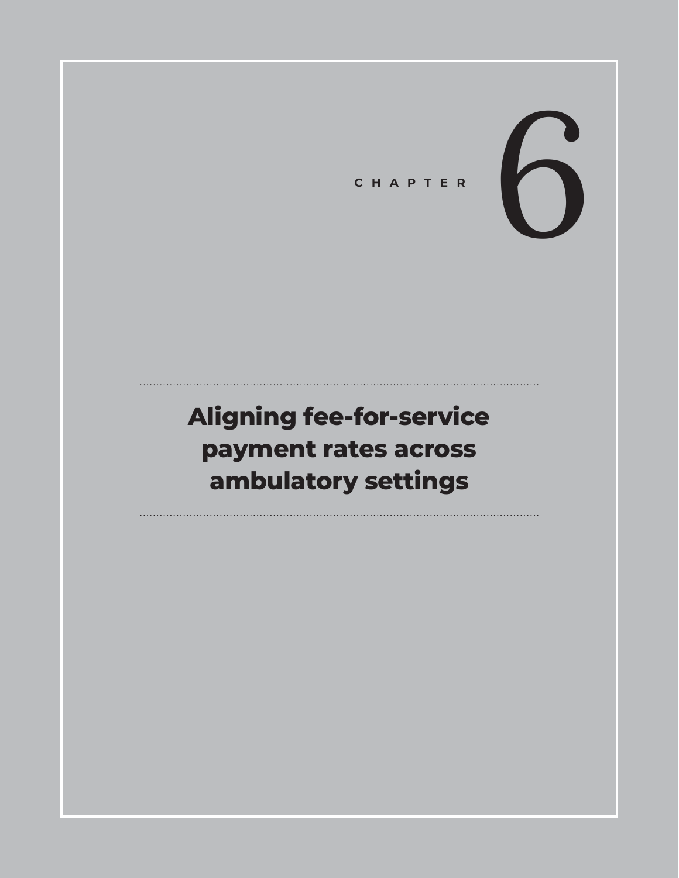CHAPTER 6

# Aligning fee-for-service payment rates across ambulatory settings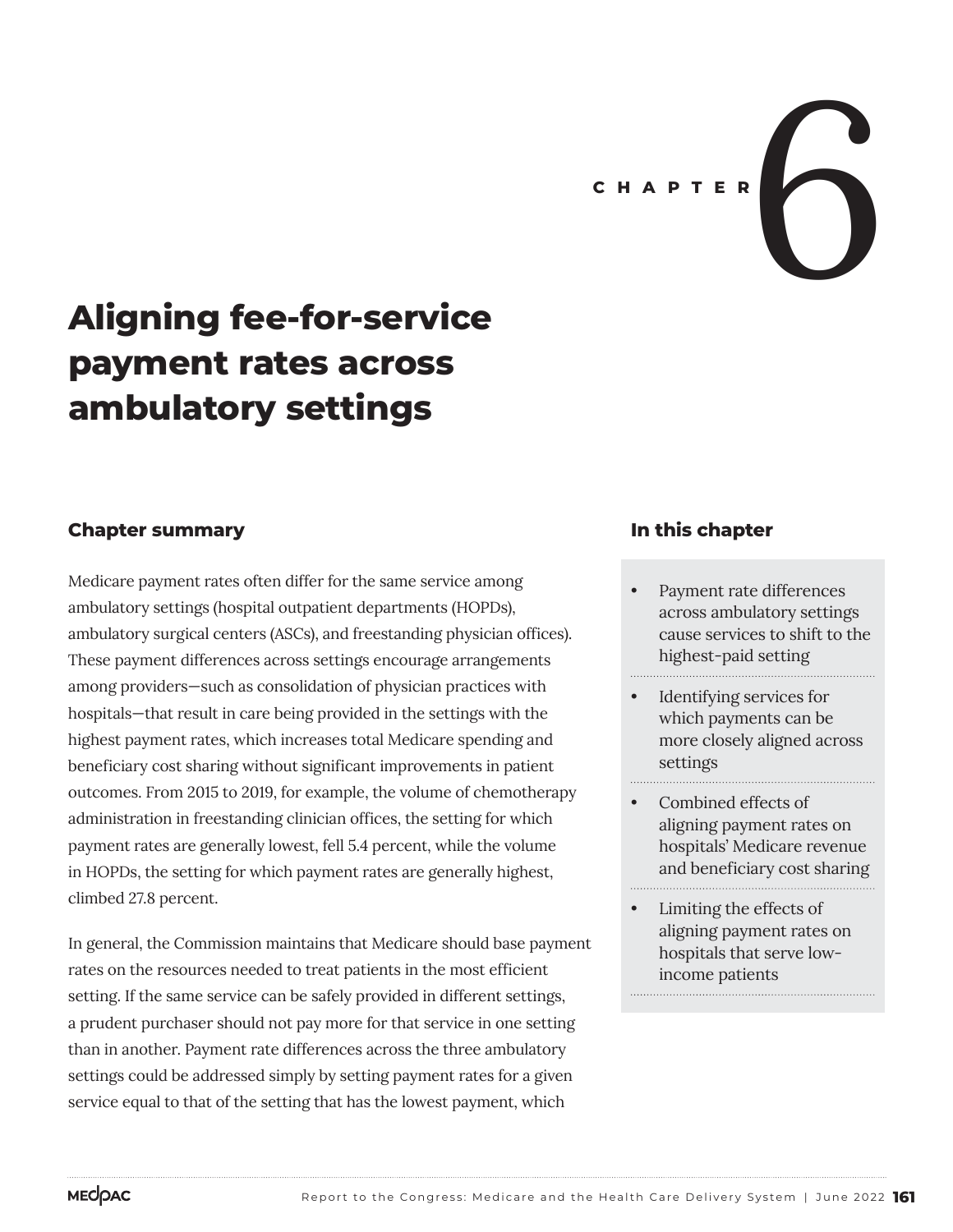CHAPTER 6

# Aligning fee-for-service payment rates across ambulatory settings

## Chapter summary

Medicare payment rates often differ for the same service among ambulatory settings (hospital outpatient departments (HOPDs), ambulatory surgical centers (ASCs), and freestanding physician offices). These payment differences across settings encourage arrangements among providers—such as consolidation of physician practices with hospitals—that result in care being provided in the settings with the highest payment rates, which increases total Medicare spending and beneficiary cost sharing without significant improvements in patient outcomes. From 2015 to 2019, for example, the volume of chemotherapy administration in freestanding clinician offices, the setting for which payment rates are generally lowest, fell 5.4 percent, while the volume in HOPDs, the setting for which payment rates are generally highest, climbed 27.8 percent.

In general, the Commission maintains that Medicare should base payment rates on the resources needed to treat patients in the most efficient setting. If the same service can be safely provided in different settings, a prudent purchaser should not pay more for that service in one setting than in another. Payment rate differences across the three ambulatory settings could be addressed simply by setting payment rates for a given service equal to that of the setting that has the lowest payment, which

## In this chapter

- Payment rate differences across ambulatory settings cause services to shift to the highest-paid setting
- Identifying services for which payments can be more closely aligned across settings
- Combined effects of aligning payment rates on hospitals' Medicare revenue and beneficiary cost sharing
- Limiting the effects of aligning payment rates on hospitals that serve low-income patients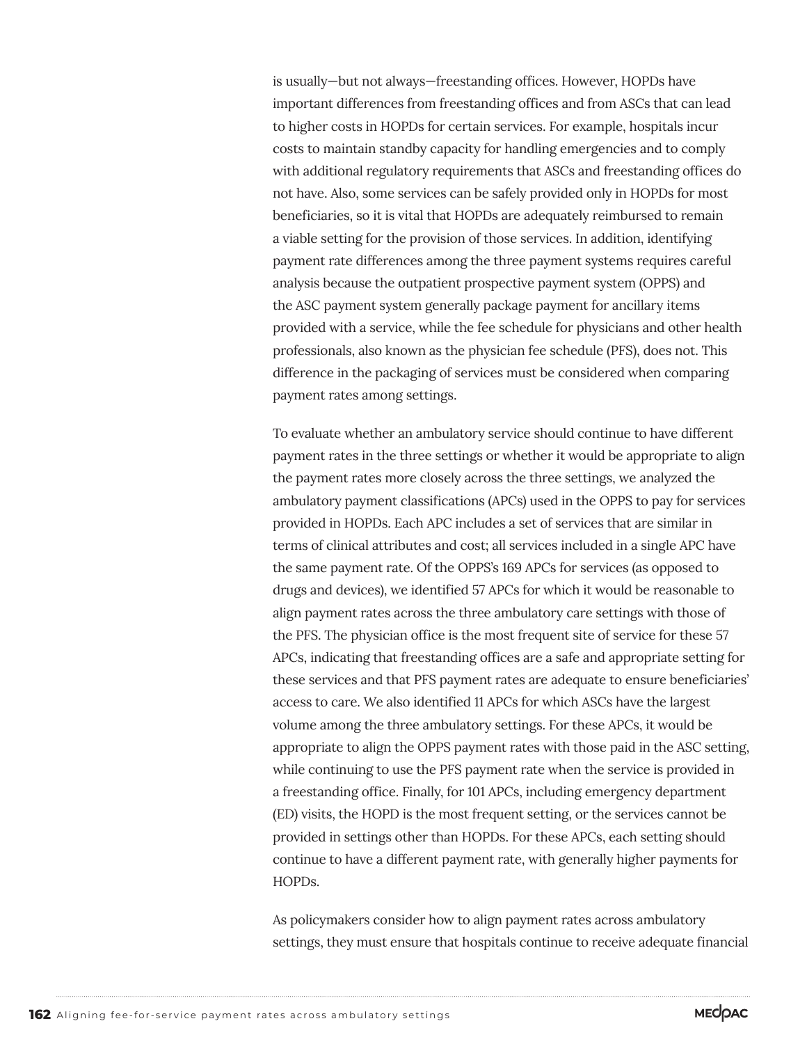is usually—but not always—freestanding offices. However, HOPDs have important differences from freestanding offices and from ASCs that can lead to higher costs in HOPDs for certain services. For example, hospitals incur costs to maintain standby capacity for handling emergencies and to comply with additional regulatory requirements that ASCs and freestanding offices do not have. Also, some services can be safely provided only in HOPDs for most beneficiaries, so it is vital that HOPDs are adequately reimbursed to remain a viable setting for the provision of those services. In addition, identifying payment rate differences among the three payment systems requires careful analysis because the outpatient prospective payment system (OPPS) and the ASC payment system generally package payment for ancillary items provided with a service, while the fee schedule for physicians and other health professionals, also known as the physician fee schedule (PFS), does not. This difference in the packaging of services must be considered when comparing payment rates among settings.

To evaluate whether an ambulatory service should continue to have different payment rates in the three settings or whether it would be appropriate to align the payment rates more closely across the three settings, we analyzed the ambulatory payment classifications (APCs) used in the OPPS to pay for services provided in HOPDs. Each APC includes a set of services that are similar in terms of clinical attributes and cost; all services included in a single APC have the same payment rate. Of the OPPS's 169 APCs for services (as opposed to drugs and devices), we identified 57 APCs for which it would be reasonable to align payment rates across the three ambulatory care settings with those of the PFS. The physician office is the most frequent site of service for these 57 APCs, indicating that freestanding offices are a safe and appropriate setting for these services and that PFS payment rates are adequate to ensure beneficiaries' access to care. We also identified 11 APCs for which ASCs have the largest volume among the three ambulatory settings. For these APCs, it would be appropriate to align the OPPS payment rates with those paid in the ASC setting, while continuing to use the PFS payment rate when the service is provided in a freestanding office. Finally, for 101 APCs, including emergency department (ED) visits, the HOPD is the most frequent setting, or the services cannot be provided in settings other than HOPDs. For these APCs, each setting should continue to have a different payment rate, with generally higher payments for HOPDs.

As policymakers consider how to align payment rates across ambulatory settings, they must ensure that hospitals continue to receive adequate financial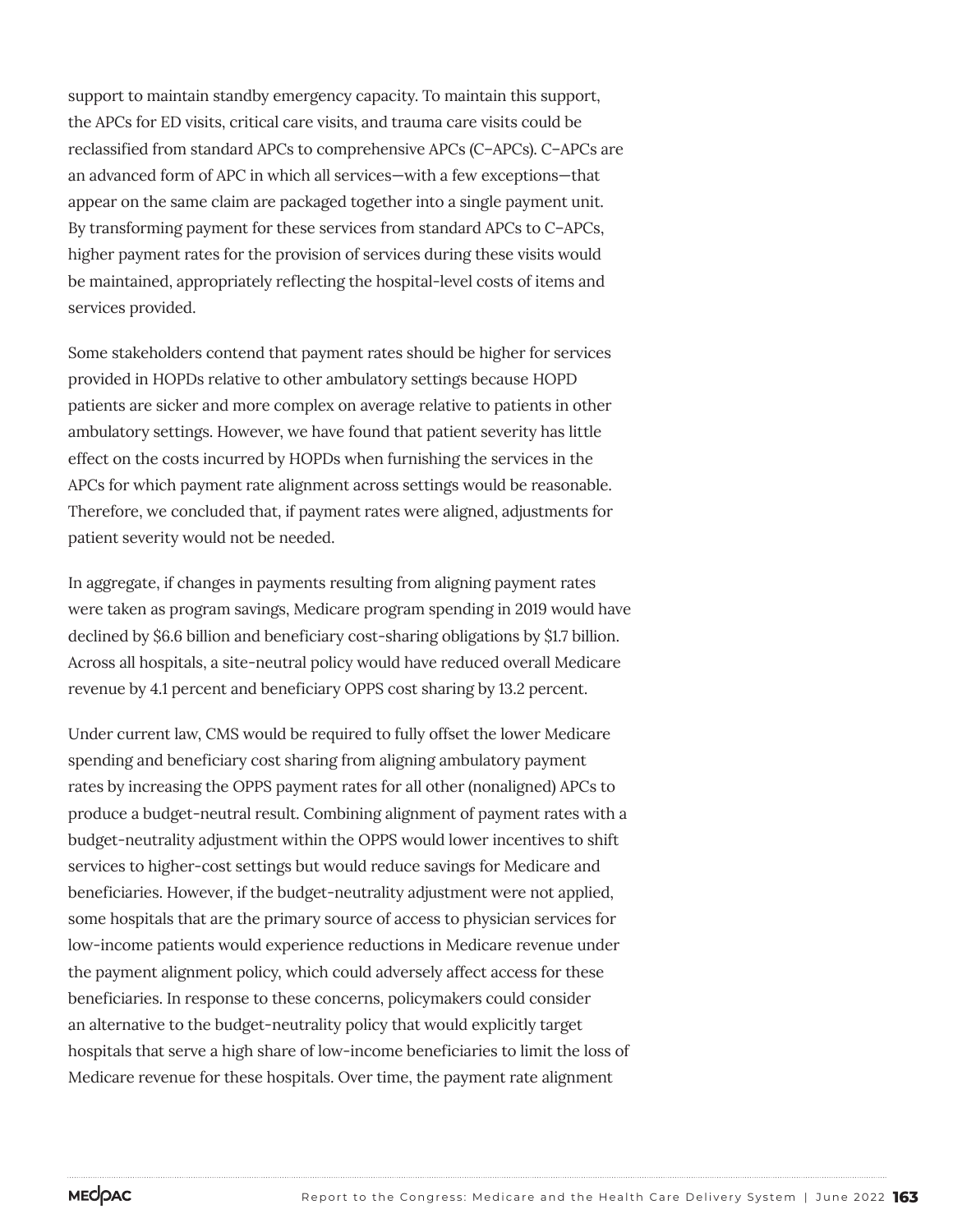support to maintain standby emergency capacity. To maintain this support, the APCs for ED visits, critical care visits, and trauma care visits could be reclassified from standard APCs to comprehensive APCs (C–APCs). C–APCs are an advanced form of APC in which all services—with a few exceptions—that appear on the same claim are packaged together into a single payment unit. By transforming payment for these services from standard APCs to C–APCs, higher payment rates for the provision of services during these visits would be maintained, appropriately reflecting the hospital-level costs of items and services provided.

Some stakeholders contend that payment rates should be higher for services provided in HOPDs relative to other ambulatory settings because HOPD patients are sicker and more complex on average relative to patients in other ambulatory settings. However, we have found that patient severity has little effect on the costs incurred by HOPDs when furnishing the services in the APCs for which payment rate alignment across settings would be reasonable. Therefore, we concluded that, if payment rates were aligned, adjustments for patient severity would not be needed.

In aggregate, if changes in payments resulting from aligning payment rates were taken as program savings, Medicare program spending in 2019 would have declined by $6.6 billion and beneficiary cost-sharing obligations by $1.7 billion. Across all hospitals, a site-neutral policy would have reduced overall Medicare revenue by 4.1 percent and beneficiary OPPS cost sharing by 13.2 percent.

Under current law, CMS would be required to fully offset the lower Medicare spending and beneficiary cost sharing from aligning ambulatory payment rates by increasing the OPPS payment rates for all other (nonaligned) APCs to produce a budget-neutral result. Combining alignment of payment rates with a budget-neutrality adjustment within the OPPS would lower incentives to shift services to higher-cost settings but would reduce savings for Medicare and beneficiaries. However, if the budget-neutrality adjustment were not applied, some hospitals that are the primary source of access to physician services for low-income patients would experience reductions in Medicare revenue under the payment alignment policy, which could adversely affect access for these beneficiaries. In response to these concerns, policymakers could consider an alternative to the budget-neutrality policy that would explicitly target hospitals that serve a high share of low-income beneficiaries to limit the loss of Medicare revenue for these hospitals. Over time, the payment rate alignment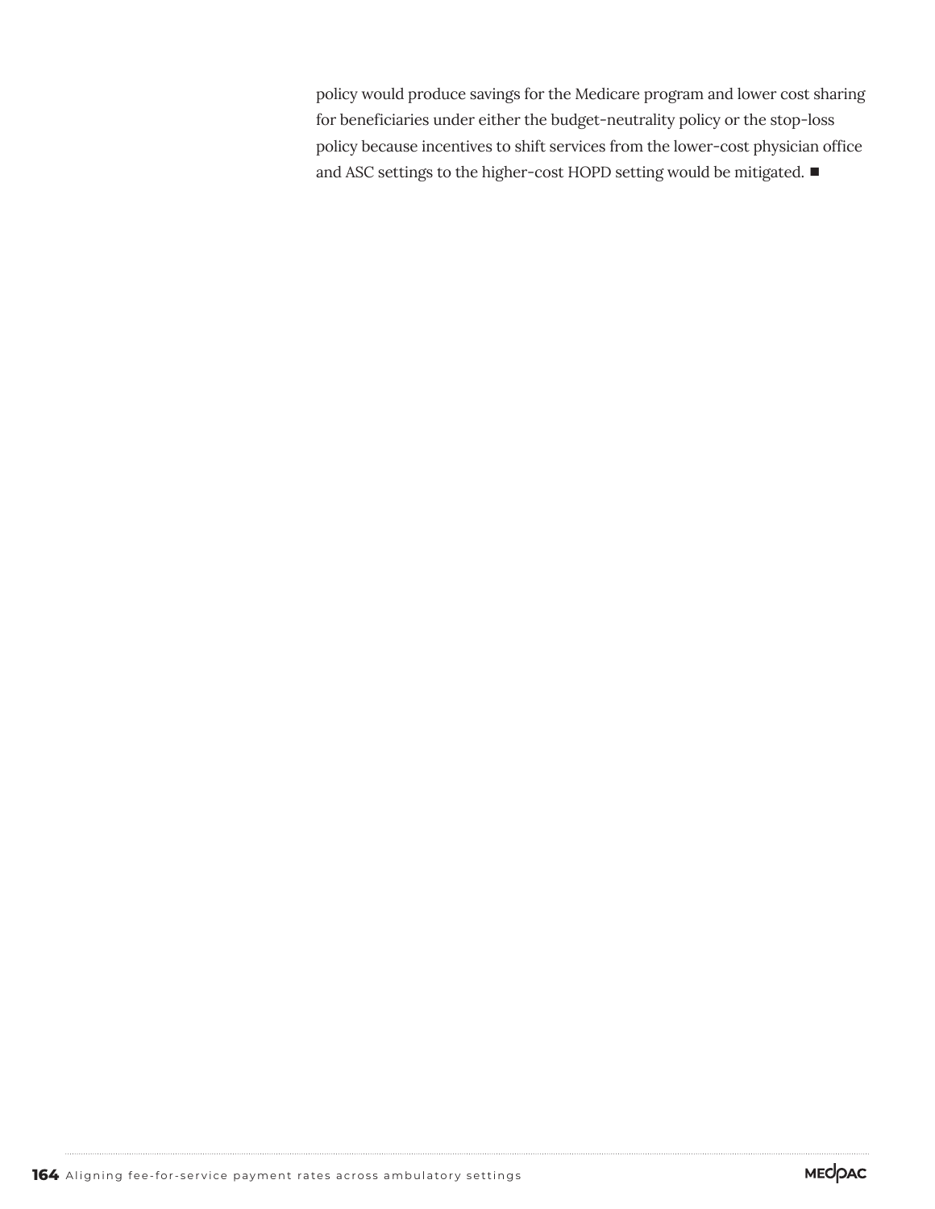policy would produce savings for the Medicare program and lower cost sharing for beneficiaries under either the budget-neutrality policy or the stop-loss policy because incentives to shift services from the lower-cost physician office and ASC settings to the higher-cost HOPD setting would be mitigated. ■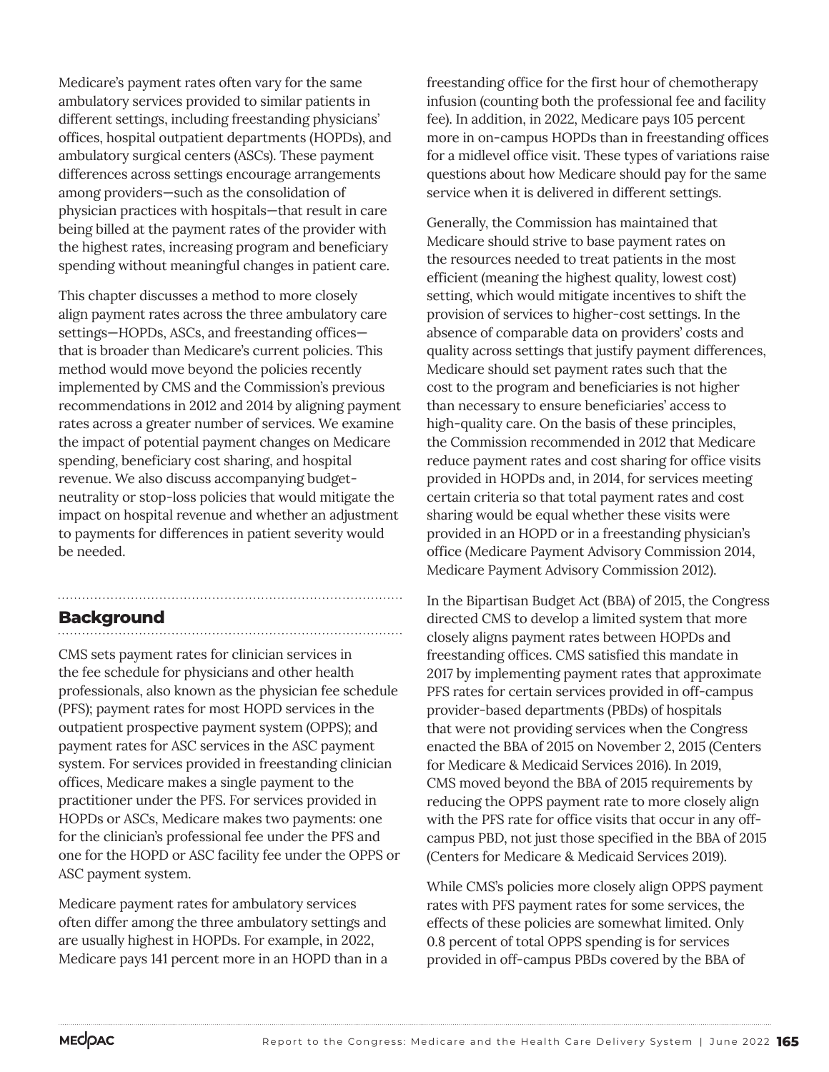Medicare's payment rates often vary for the same ambulatory services provided to similar patients in different settings, including freestanding physicians' offices, hospital outpatient departments (HOPDs), and ambulatory surgical centers (ASCs). These payment differences across settings encourage arrangements among providers—such as the consolidation of physician practices with hospitals—that result in care being billed at the payment rates of the provider with the highest rates, increasing program and beneficiary spending without meaningful changes in patient care.

This chapter discusses a method to more closely align payment rates across the three ambulatory care settings—HOPDs, ASCs, and freestanding offices—that is broader than Medicare's current policies. This method would move beyond the policies recently implemented by CMS and the Commission's previous recommendations in 2012 and 2014 by aligning payment rates across a greater number of services. We examine the impact of potential payment changes on Medicare spending, beneficiary cost sharing, and hospital revenue. We also discuss accompanying budget-neutrality or stop-loss policies that would mitigate the impact on hospital revenue and whether an adjustment to payments for differences in patient severity would be needed.

## Background

CMS sets payment rates for clinician services in the fee schedule for physicians and other health professionals, also known as the physician fee schedule (PFS); payment rates for most HOPD services in the outpatient prospective payment system (OPPS); and payment rates for ASC services in the ASC payment system. For services provided in freestanding clinician offices, Medicare makes a single payment to the practitioner under the PFS. For services provided in HOPDs or ASCs, Medicare makes two payments: one for the clinician's professional fee under the PFS and one for the HOPD or ASC facility fee under the OPPS or ASC payment system.

Medicare payment rates for ambulatory services often differ among the three ambulatory settings and are usually highest in HOPDs. For example, in 2022, Medicare pays 141 percent more in an HOPD than in a freestanding office for the first hour of chemotherapy infusion (counting both the professional fee and facility fee). In addition, in 2022, Medicare pays 105 percent more in on-campus HOPDs than in freestanding offices for a midlevel office visit. These types of variations raise questions about how Medicare should pay for the same service when it is delivered in different settings.

Generally, the Commission has maintained that Medicare should strive to base payment rates on the resources needed to treat patients in the most efficient (meaning the highest quality, lowest cost) setting, which would mitigate incentives to shift the provision of services to higher-cost settings. In the absence of comparable data on providers' costs and quality across settings that justify payment differences, Medicare should set payment rates such that the cost to the program and beneficiaries is not higher than necessary to ensure beneficiaries' access to high-quality care. On the basis of these principles, the Commission recommended in 2012 that Medicare reduce payment rates and cost sharing for office visits provided in HOPDs and, in 2014, for services meeting certain criteria so that total payment rates and cost sharing would be equal whether these visits were provided in an HOPD or in a freestanding physician's office (Medicare Payment Advisory Commission 2014, Medicare Payment Advisory Commission 2012).

In the Bipartisan Budget Act (BBA) of 2015, the Congress directed CMS to develop a limited system that more closely aligns payment rates between HOPDs and freestanding offices. CMS satisfied this mandate in 2017 by implementing payment rates that approximate PFS rates for certain services provided in off-campus provider-based departments (PBDs) of hospitals that were not providing services when the Congress enacted the BBA of 2015 on November 2, 2015 (Centers for Medicare & Medicaid Services 2016). In 2019, CMS moved beyond the BBA of 2015 requirements by reducing the OPPS payment rate to more closely align with the PFS rate for office visits that occur in any off-campus PBD, not just those specified in the BBA of 2015 (Centers for Medicare & Medicaid Services 2019).

While CMS's policies more closely align OPPS payment rates with PFS payment rates for some services, the effects of these policies are somewhat limited. Only 0.8 percent of total OPPS spending is for services provided in off-campus PBDs covered by the BBA of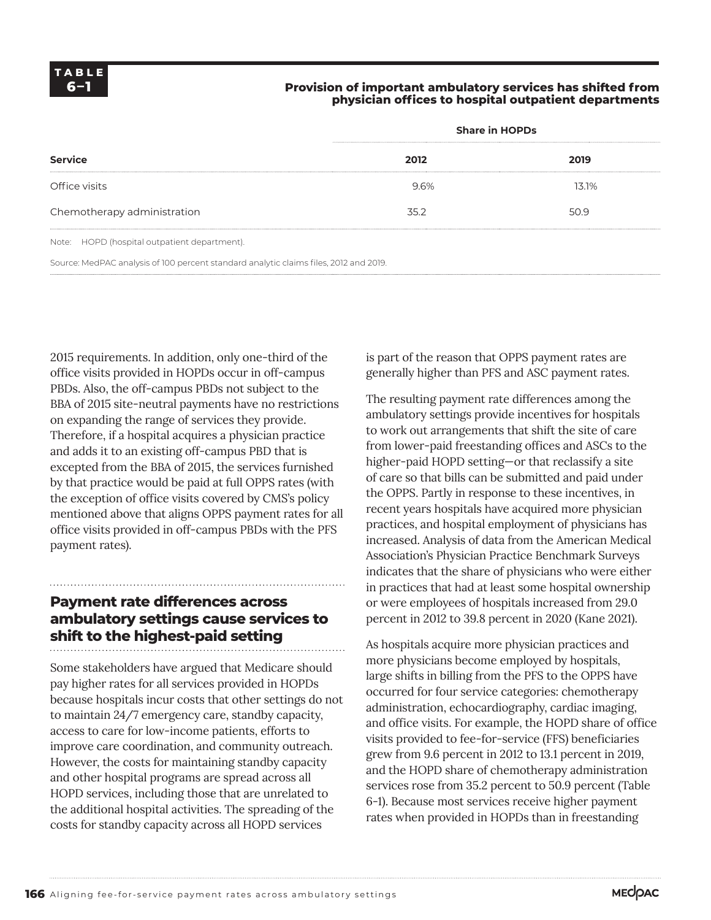**TABLE 6–1**

**Provision of important ambulatory services has shifted from physician offices to hospital outpatient departments**

| | Share in HOPDs | |
|---|---|---|
| **Service** | **2012** | **2019** |
| Office visits | 9.6% | 13.1% |
| Chemotherapy administration | 35.2 | 50.9 |

Note: HOPD (hospital outpatient department).

Source: MedPAC analysis of 100 percent standard analytic claims files, 2012 and 2019.

2015 requirements. In addition, only one-third of the office visits provided in HOPDs occur in off-campus PBDs. Also, the off-campus PBDs not subject to the BBA of 2015 site-neutral payments have no restrictions on expanding the range of services they provide. Therefore, if a hospital acquires a physician practice and adds it to an existing off-campus PBD that is excepted from the BBA of 2015, the services furnished by that practice would be paid at full OPPS rates (with the exception of office visits covered by CMS's policy mentioned above that aligns OPPS payment rates for all office visits provided in off-campus PBDs with the PFS payment rates).

## Payment rate differences across ambulatory settings cause services to shift to the highest-paid setting

Some stakeholders have argued that Medicare should pay higher rates for all services provided in HOPDs because hospitals incur costs that other settings do not to maintain 24/7 emergency care, standby capacity, access to care for low-income patients, efforts to improve care coordination, and community outreach. However, the costs for maintaining standby capacity and other hospital programs are spread across all HOPD services, including those that are unrelated to the additional hospital activities. The spreading of the costs for standby capacity across all HOPD services is part of the reason that OPPS payment rates are generally higher than PFS and ASC payment rates.

The resulting payment rate differences among the ambulatory settings provide incentives for hospitals to work out arrangements that shift the site of care from lower-paid freestanding offices and ASCs to the higher-paid HOPD setting—or that reclassify a site of care so that bills can be submitted and paid under the OPPS. Partly in response to these incentives, in recent years hospitals have acquired more physician practices, and hospital employment of physicians has increased. Analysis of data from the American Medical Association's Physician Practice Benchmark Surveys indicates that the share of physicians who were either in practices that had at least some hospital ownership or were employees of hospitals increased from 29.0 percent in 2012 to 39.8 percent in 2020 (Kane 2021).

As hospitals acquire more physician practices and more physicians become employed by hospitals, large shifts in billing from the PFS to the OPPS have occurred for four service categories: chemotherapy administration, echocardiography, cardiac imaging, and office visits. For example, the HOPD share of office visits provided to fee-for-service (FFS) beneficiaries grew from 9.6 percent in 2012 to 13.1 percent in 2019, and the HOPD share of chemotherapy administration services rose from 35.2 percent to 50.9 percent (Table 6-1). Because most services receive higher payment rates when provided in HOPDs than in freestanding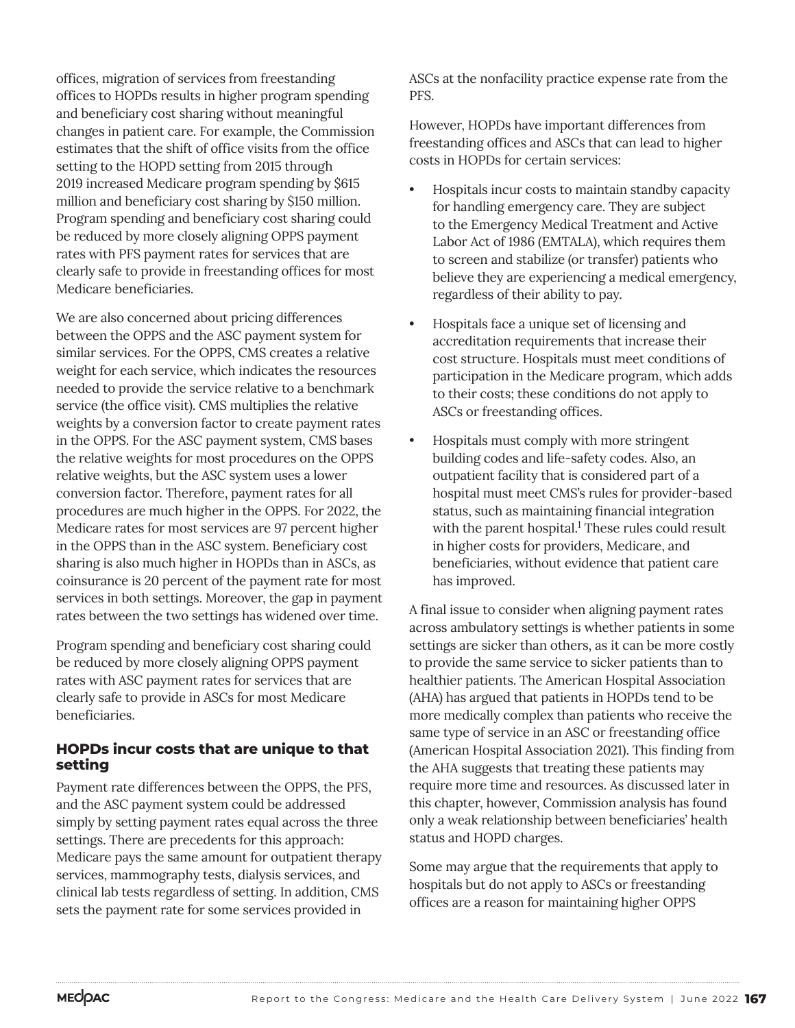offices, migration of services from freestanding offices to HOPDs results in higher program spending and beneficiary cost sharing without meaningful changes in patient care. For example, the Commission estimates that the shift of office visits from the office setting to the HOPD setting from 2015 through 2019 increased Medicare program spending by $615 million and beneficiary cost sharing by $150 million. Program spending and beneficiary cost sharing could be reduced by more closely aligning OPPS payment rates with PFS payment rates for services that are clearly safe to provide in freestanding offices for most Medicare beneficiaries.

We are also concerned about pricing differences between the OPPS and the ASC payment system for similar services. For the OPPS, CMS creates a relative weight for each service, which indicates the resources needed to provide the service relative to a benchmark service (the office visit). CMS multiplies the relative weights by a conversion factor to create payment rates in the OPPS. For the ASC payment system, CMS bases the relative weights for most procedures on the OPPS relative weights, but the ASC system uses a lower conversion factor. Therefore, payment rates for all procedures are much higher in the OPPS. For 2022, the Medicare rates for most services are 97 percent higher in the OPPS than in the ASC system. Beneficiary cost sharing is also much higher in HOPDs than in ASCs, as coinsurance is 20 percent of the payment rate for most services in both settings. Moreover, the gap in payment rates between the two settings has widened over time.

Program spending and beneficiary cost sharing could be reduced by more closely aligning OPPS payment rates with ASC payment rates for services that are clearly safe to provide in ASCs for most Medicare beneficiaries.

### HOPDs incur costs that are unique to that setting

Payment rate differences between the OPPS, the PFS, and the ASC payment system could be addressed simply by setting payment rates equal across the three settings. There are precedents for this approach: Medicare pays the same amount for outpatient therapy services, mammography tests, dialysis services, and clinical lab tests regardless of setting. In addition, CMS sets the payment rate for some services provided in ASCs at the nonfacility practice expense rate from the PFS.

However, HOPDs have important differences from freestanding offices and ASCs that can lead to higher costs in HOPDs for certain services:

- Hospitals incur costs to maintain standby capacity for handling emergency care. They are subject to the Emergency Medical Treatment and Active Labor Act of 1986 (EMTALA), which requires them to screen and stabilize (or transfer) patients who believe they are experiencing a medical emergency, regardless of their ability to pay.
- Hospitals face a unique set of licensing and accreditation requirements that increase their cost structure. Hospitals must meet conditions of participation in the Medicare program, which adds to their costs; these conditions do not apply to ASCs or freestanding offices.
- Hospitals must comply with more stringent building codes and life-safety codes. Also, an outpatient facility that is considered part of a hospital must meet CMS's rules for provider-based status, such as maintaining financial integration with the parent hospital.[1] These rules could result in higher costs for providers, Medicare, and beneficiaries, without evidence that patient care has improved.

A final issue to consider when aligning payment rates across ambulatory settings is whether patients in some settings are sicker than others, as it can be more costly to provide the same service to sicker patients than to healthier patients. The American Hospital Association (AHA) has argued that patients in HOPDs tend to be more medically complex than patients who receive the same type of service in an ASC or freestanding office (American Hospital Association 2021). This finding from the AHA suggests that treating these patients may require more time and resources. As discussed later in this chapter, however, Commission analysis has found only a weak relationship between beneficiaries' health status and HOPD charges.

Some may argue that the requirements that apply to hospitals but do not apply to ASCs or freestanding offices are a reason for maintaining higher OPPS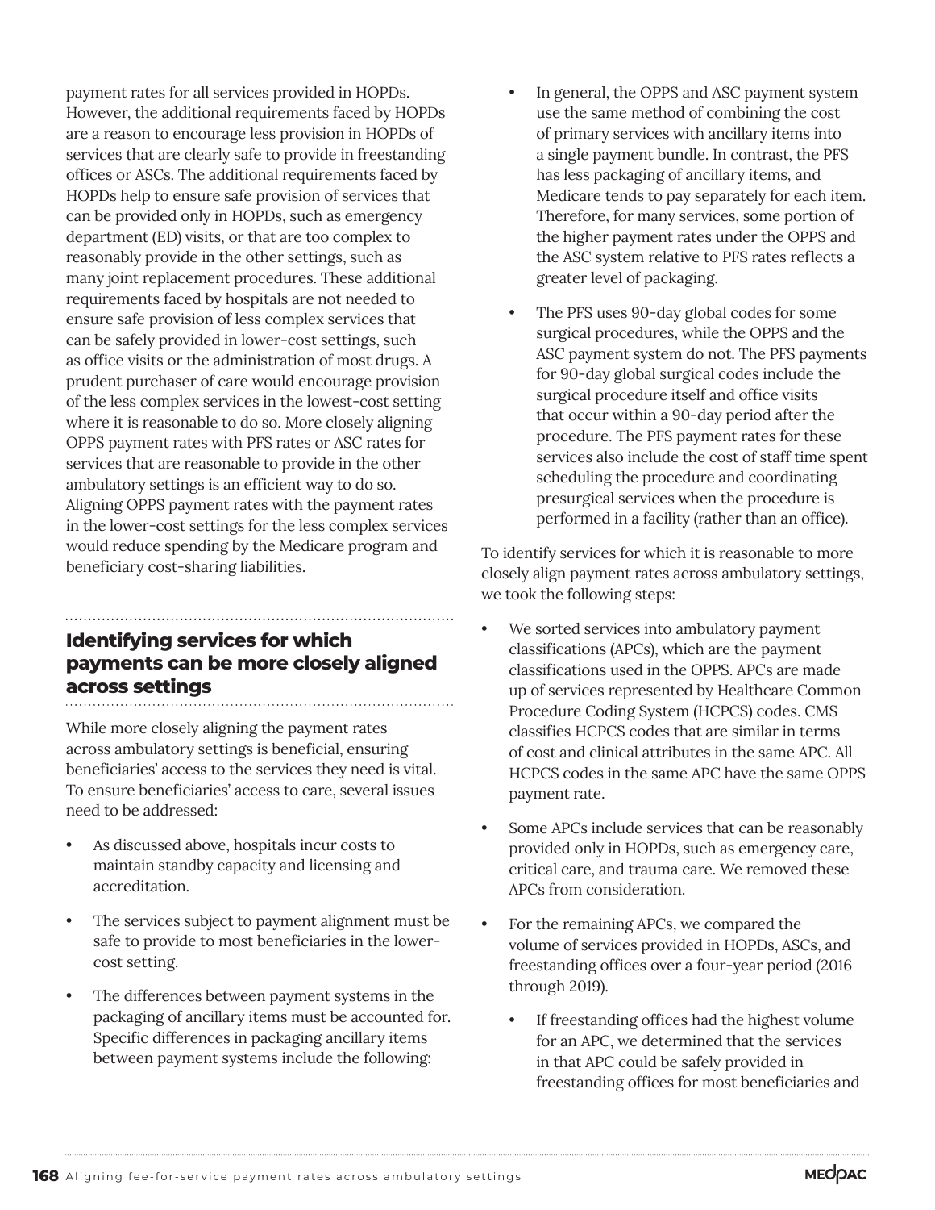payment rates for all services provided in HOPDs. However, the additional requirements faced by HOPDs are a reason to encourage less provision in HOPDs of services that are clearly safe to provide in freestanding offices or ASCs. The additional requirements faced by HOPDs help to ensure safe provision of services that can be provided only in HOPDs, such as emergency department (ED) visits, or that are too complex to reasonably provide in the other settings, such as many joint replacement procedures. These additional requirements faced by hospitals are not needed to ensure safe provision of less complex services that can be safely provided in lower-cost settings, such as office visits or the administration of most drugs. A prudent purchaser of care would encourage provision of the less complex services in the lowest-cost setting where it is reasonable to do so. More closely aligning OPPS payment rates with PFS rates or ASC rates for services that are reasonable to provide in the other ambulatory settings is an efficient way to do so. Aligning OPPS payment rates with the payment rates in the lower-cost settings for the less complex services would reduce spending by the Medicare program and beneficiary cost-sharing liabilities.

## Identifying services for which payments can be more closely aligned across settings

While more closely aligning the payment rates across ambulatory settings is beneficial, ensuring beneficiaries' access to the services they need is vital. To ensure beneficiaries' access to care, several issues need to be addressed:

- As discussed above, hospitals incur costs to maintain standby capacity and licensing and accreditation.
- The services subject to payment alignment must be safe to provide to most beneficiaries in the lower-cost setting.
- The differences between payment systems in the packaging of ancillary items must be accounted for. Specific differences in packaging ancillary items between payment systems include the following:
    - In general, the OPPS and ASC payment system use the same method of combining the cost of primary services with ancillary items into a single payment bundle. In contrast, the PFS has less packaging of ancillary items, and Medicare tends to pay separately for each item. Therefore, for many services, some portion of the higher payment rates under the OPPS and the ASC system relative to PFS rates reflects a greater level of packaging.
    - The PFS uses 90-day global codes for some surgical procedures, while the OPPS and the ASC payment system do not. The PFS payments for 90-day global surgical codes include the surgical procedure itself and office visits that occur within a 90-day period after the procedure. The PFS payment rates for these services also include the cost of staff time spent scheduling the procedure and coordinating presurgical services when the procedure is performed in a facility (rather than an office).

To identify services for which it is reasonable to more closely align payment rates across ambulatory settings, we took the following steps:

- We sorted services into ambulatory payment classifications (APCs), which are the payment classifications used in the OPPS. APCs are made up of services represented by Healthcare Common Procedure Coding System (HCPCS) codes. CMS classifies HCPCS codes that are similar in terms of cost and clinical attributes in the same APC. All HCPCS codes in the same APC have the same OPPS payment rate.
- Some APCs include services that can be reasonably provided only in HOPDs, such as emergency care, critical care, and trauma care. We removed these APCs from consideration.
- For the remaining APCs, we compared the volume of services provided in HOPDs, ASCs, and freestanding offices over a four-year period (2016 through 2019).
    - If freestanding offices had the highest volume for an APC, we determined that the services in that APC could be safely provided in freestanding offices for most beneficiaries and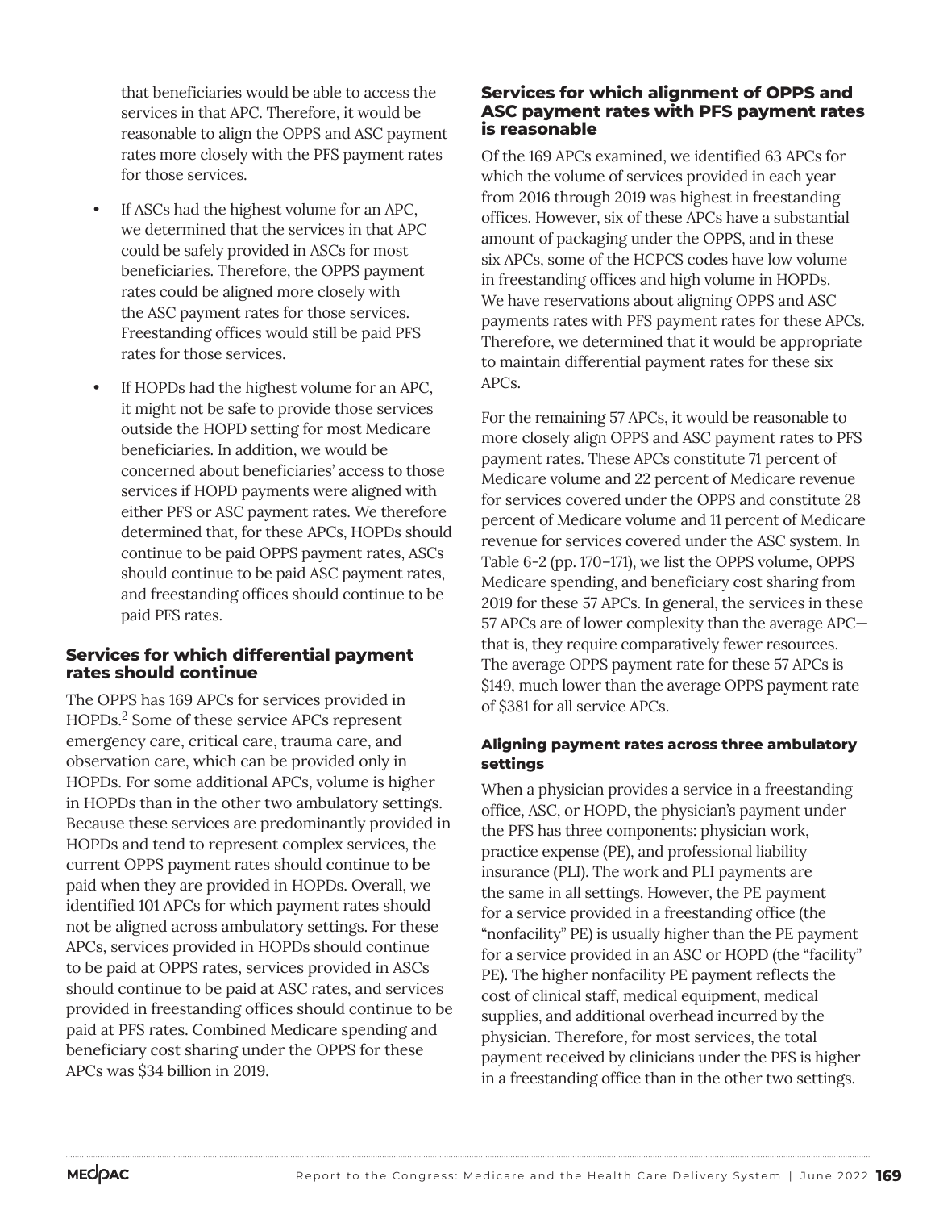that beneficiaries would be able to access the services in that APC. Therefore, it would be reasonable to align the OPPS and ASC payment rates more closely with the PFS payment rates for those services.

- If ASCs had the highest volume for an APC, we determined that the services in that APC could be safely provided in ASCs for most beneficiaries. Therefore, the OPPS payment rates could be aligned more closely with the ASC payment rates for those services. Freestanding offices would still be paid PFS rates for those services.
- If HOPDs had the highest volume for an APC, it might not be safe to provide those services outside the HOPD setting for most Medicare beneficiaries. In addition, we would be concerned about beneficiaries' access to those services if HOPD payments were aligned with either PFS or ASC payment rates. We therefore determined that, for these APCs, HOPDs should continue to be paid OPPS payment rates, ASCs should continue to be paid ASC payment rates, and freestanding offices should continue to be paid PFS rates.

### Services for which differential payment rates should continue

The OPPS has 169 APCs for services provided in HOPDs.[2] Some of these service APCs represent emergency care, critical care, trauma care, and observation care, which can be provided only in HOPDs. For some additional APCs, volume is higher in HOPDs than in the other two ambulatory settings. Because these services are predominantly provided in HOPDs and tend to represent complex services, the current OPPS payment rates should continue to be paid when they are provided in HOPDs. Overall, we identified 101 APCs for which payment rates should not be aligned across ambulatory settings. For these APCs, services provided in HOPDs should continue to be paid at OPPS rates, services provided in ASCs should continue to be paid at ASC rates, and services provided in freestanding offices should continue to be paid at PFS rates. Combined Medicare spending and beneficiary cost sharing under the OPPS for these APCs was $34 billion in 2019.

### Services for which alignment of OPPS and ASC payment rates with PFS payment rates is reasonable

Of the 169 APCs examined, we identified 63 APCs for which the volume of services provided in each year from 2016 through 2019 was highest in freestanding offices. However, six of these APCs have a substantial amount of packaging under the OPPS, and in these six APCs, some of the HCPCS codes have low volume in freestanding offices and high volume in HOPDs. We have reservations about aligning OPPS and ASC payments rates with PFS payment rates for these APCs. Therefore, we determined that it would be appropriate to maintain differential payment rates for these six APCs.

For the remaining 57 APCs, it would be reasonable to more closely align OPPS and ASC payment rates to PFS payment rates. These APCs constitute 71 percent of Medicare volume and 22 percent of Medicare revenue for services covered under the OPPS and constitute 28 percent of Medicare volume and 11 percent of Medicare revenue for services covered under the ASC system. In Table 6-2 (pp. 170–171), we list the OPPS volume, OPPS Medicare spending, and beneficiary cost sharing from 2019 for these 57 APCs. In general, the services in these 57 APCs are of lower complexity than the average APC—that is, they require comparatively fewer resources. The average OPPS payment rate for these 57 APCs is $149, much lower than the average OPPS payment rate of $381 for all service APCs.

#### Aligning payment rates across three ambulatory settings

When a physician provides a service in a freestanding office, ASC, or HOPD, the physician's payment under the PFS has three components: physician work, practice expense (PE), and professional liability insurance (PLI). The work and PLI payments are the same in all settings. However, the PE payment for a service provided in a freestanding office (the "nonfacility" PE) is usually higher than the PE payment for a service provided in an ASC or HOPD (the "facility" PE). The higher nonfacility PE payment reflects the cost of clinical staff, medical equipment, medical supplies, and additional overhead incurred by the physician. Therefore, for most services, the total payment received by clinicians under the PFS is higher in a freestanding office than in the other two settings.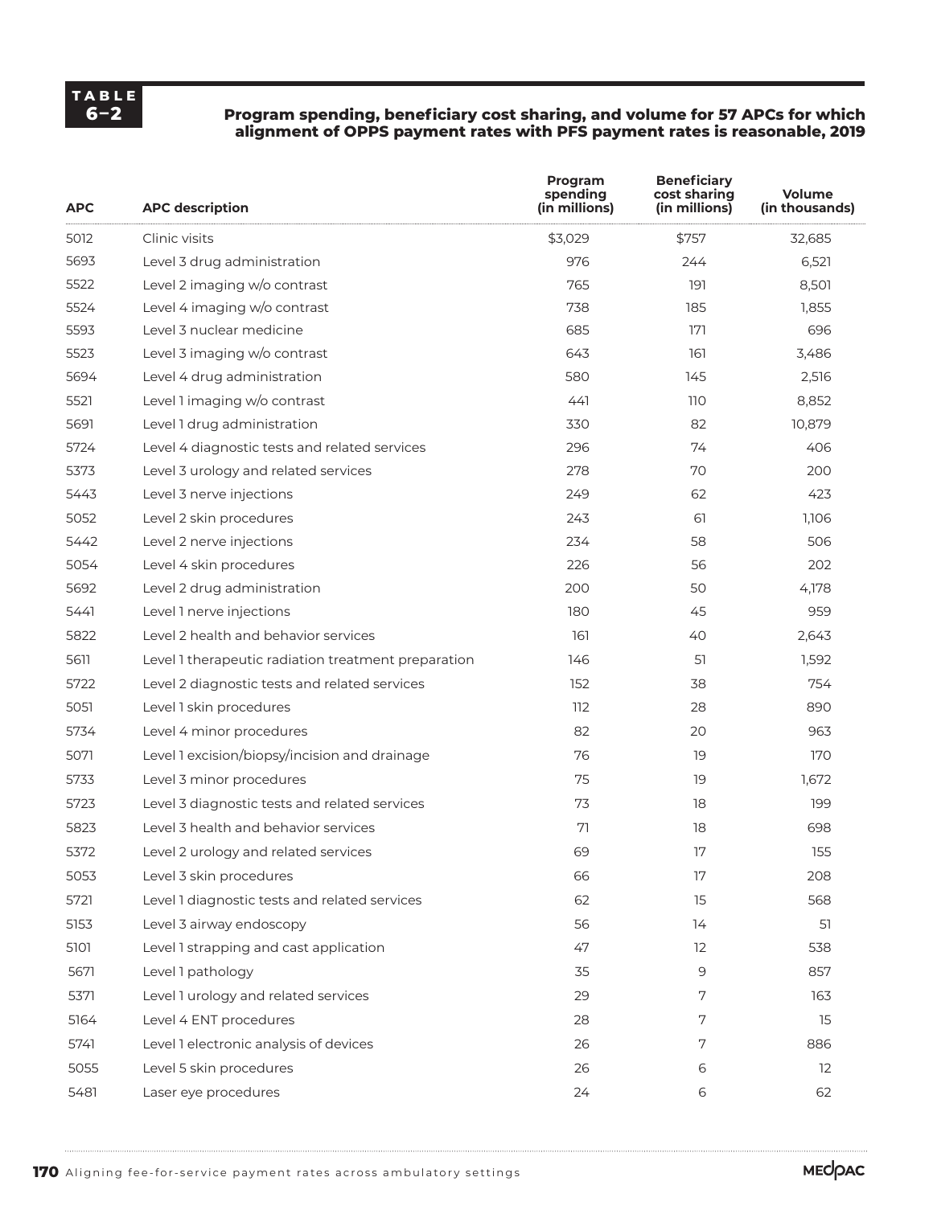**TABLE 6–2**

**Program spending, beneficiary cost sharing, and volume for 57 APCs for which alignment of OPPS payment rates with PFS payment rates is reasonable, 2019**

| APC | APC description | Program spending (in millions) | Beneficiary cost sharing (in millions) | Volume (in thousands) |
|---|---|---|---|---|
| 5012 | Clinic visits | $3,029 | $757 | 32,685 |
| 5693 | Level 3 drug administration | 976 | 244 | 6,521 |
| 5522 | Level 2 imaging w/o contrast | 765 | 191 | 8,501 |
| 5524 | Level 4 imaging w/o contrast | 738 | 185 | 1,855 |
| 5593 | Level 3 nuclear medicine | 685 | 171 | 696 |
| 5523 | Level 3 imaging w/o contrast | 643 | 161 | 3,486 |
| 5694 | Level 4 drug administration | 580 | 145 | 2,516 |
| 5521 | Level 1 imaging w/o contrast | 441 | 110 | 8,852 |
| 5691 | Level 1 drug administration | 330 | 82 | 10,879 |
| 5724 | Level 4 diagnostic tests and related services | 296 | 74 | 406 |
| 5373 | Level 3 urology and related services | 278 | 70 | 200 |
| 5443 | Level 3 nerve injections | 249 | 62 | 423 |
| 5052 | Level 2 skin procedures | 243 | 61 | 1,106 |
| 5442 | Level 2 nerve injections | 234 | 58 | 506 |
| 5054 | Level 4 skin procedures | 226 | 56 | 202 |
| 5692 | Level 2 drug administration | 200 | 50 | 4,178 |
| 5441 | Level 1 nerve injections | 180 | 45 | 959 |
| 5822 | Level 2 health and behavior services | 161 | 40 | 2,643 |
| 5611 | Level 1 therapeutic radiation treatment preparation | 146 | 51 | 1,592 |
| 5722 | Level 2 diagnostic tests and related services | 152 | 38 | 754 |
| 5051 | Level 1 skin procedures | 112 | 28 | 890 |
| 5734 | Level 4 minor procedures | 82 | 20 | 963 |
| 5071 | Level 1 excision/biopsy/incision and drainage | 76 | 19 | 170 |
| 5733 | Level 3 minor procedures | 75 | 19 | 1,672 |
| 5723 | Level 3 diagnostic tests and related services | 73 | 18 | 199 |
| 5823 | Level 3 health and behavior services | 71 | 18 | 698 |
| 5372 | Level 2 urology and related services | 69 | 17 | 155 |
| 5053 | Level 3 skin procedures | 66 | 17 | 208 |
| 5721 | Level 1 diagnostic tests and related services | 62 | 15 | 568 |
| 5153 | Level 3 airway endoscopy | 56 | 14 | 51 |
| 5101 | Level 1 strapping and cast application | 47 | 12 | 538 |
| 5671 | Level 1 pathology | 35 | 9 | 857 |
| 5371 | Level 1 urology and related services | 29 | 7 | 163 |
| 5164 | Level 4 ENT procedures | 28 | 7 | 15 |
| 5741 | Level 1 electronic analysis of devices | 26 | 7 | 886 |
| 5055 | Level 5 skin procedures | 26 | 6 | 12 |
| 5481 | Laser eye procedures | 24 | 6 | 62 |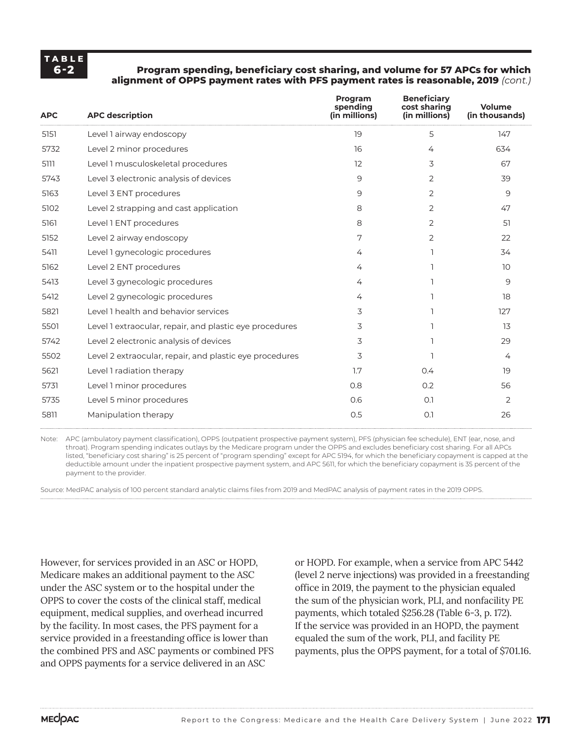**TABLE 6-2**

**Program spending, beneficiary cost sharing, and volume for 57 APCs for which alignment of OPPS payment rates with PFS payment rates is reasonable, 2019** *(cont.)*

| APC | APC description | Program spending (in millions) | Beneficiary cost sharing (in millions) | Volume (in thousands) |
|---|---|---|---|---|
| 5151 | Level 1 airway endoscopy | 19 | 5 | 147 |
| 5732 | Level 2 minor procedures | 16 | 4 | 634 |
| 5111 | Level 1 musculoskeletal procedures | 12 | 3 | 67 |
| 5743 | Level 3 electronic analysis of devices | 9 | 2 | 39 |
| 5163 | Level 3 ENT procedures | 9 | 2 | 9 |
| 5102 | Level 2 strapping and cast application | 8 | 2 | 47 |
| 5161 | Level 1 ENT procedures | 8 | 2 | 51 |
| 5152 | Level 2 airway endoscopy | 7 | 2 | 22 |
| 5411 | Level 1 gynecologic procedures | 4 | 1 | 34 |
| 5162 | Level 2 ENT procedures | 4 | 1 | 10 |
| 5413 | Level 3 gynecologic procedures | 4 | 1 | 9 |
| 5412 | Level 2 gynecologic procedures | 4 | 1 | 18 |
| 5821 | Level 1 health and behavior services | 3 | 1 | 127 |
| 5501 | Level 1 extraocular, repair, and plastic eye procedures | 3 | 1 | 13 |
| 5742 | Level 2 electronic analysis of devices | 3 | 1 | 29 |
| 5502 | Level 2 extraocular, repair, and plastic eye procedures | 3 | 1 | 4 |
| 5621 | Level 1 radiation therapy | 1.7 | 0.4 | 19 |
| 5731 | Level 1 minor procedures | 0.8 | 0.2 | 56 |
| 5735 | Level 5 minor procedures | 0.6 | 0.1 | 2 |
| 5811 | Manipulation therapy | 0.5 | 0.1 | 26 |

Note: APC (ambulatory payment classification), OPPS (outpatient prospective payment system), PFS (physician fee schedule), ENT (ear, nose, and throat). Program spending indicates outlays by the Medicare program under the OPPS and excludes beneficiary cost sharing. For all APCs listed, "beneficiary cost sharing" is 25 percent of "program spending" except for APC 5194, for which the beneficiary copayment is capped at the deductible amount under the inpatient prospective payment system, and APC 5611, for which the beneficiary copayment is 35 percent of the payment to the provider.

Source: MedPAC analysis of 100 percent standard analytic claims files from 2019 and MedPAC analysis of payment rates in the 2019 OPPS.

However, for services provided in an ASC or HOPD, Medicare makes an additional payment to the ASC under the ASC system or to the hospital under the OPPS to cover the costs of the clinical staff, medical equipment, medical supplies, and overhead incurred by the facility. In most cases, the PFS payment for a service provided in a freestanding office is lower than the combined PFS and ASC payments or combined PFS and OPPS payments for a service delivered in an ASC or HOPD. For example, when a service from APC 5442 (level 2 nerve injections) was provided in a freestanding office in 2019, the payment to the physician equaled the sum of the physician work, PLI, and nonfacility PE payments, which totaled $256.28 (Table 6-3, p. 172). If the service was provided in an HOPD, the payment equaled the sum of the work, PLI, and facility PE payments, plus the OPPS payment, for a total of $701.16.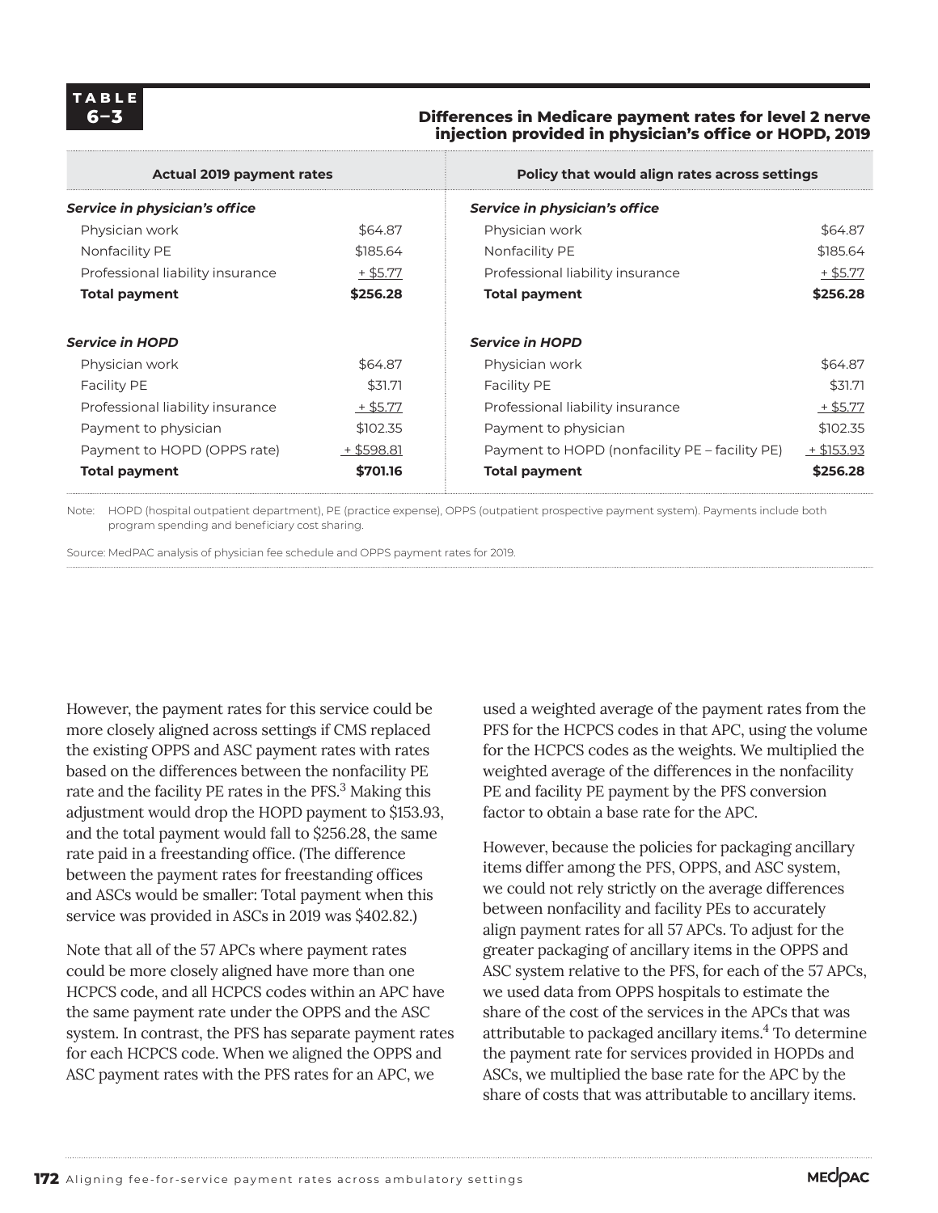**TABLE 6–3**

**Differences in Medicare payment rates for level 2 nerve injection provided in physician's office or HOPD, 2019**

| Actual 2019 payment rates | | Policy that would align rates across settings | |
|---|---|---|---|
| ***Service in physician's office*** | | ***Service in physician's office*** | |
| Physician work | $64.87 | Physician work | $64.87 |
| Nonfacility PE | $185.64 | Nonfacility PE | $185.64 |
| Professional liability insurance | + $5.77 | Professional liability insurance | + $5.77 |
| **Total payment** | **$256.28** | **Total payment** | **$256.28** |
| | | | |
| ***Service in HOPD*** | | ***Service in HOPD*** | |
| Physician work | $64.87 | Physician work | $64.87 |
| Facility PE | $31.71 | Facility PE | $31.71 |
| Professional liability insurance | + $5.77 | Professional liability insurance | + $5.77 |
| Payment to physician | $102.35 | Payment to physician | $102.35 |
| Payment to HOPD (OPPS rate) | + $598.81 | Payment to HOPD (nonfacility PE – facility PE) | + $153.93 |
| **Total payment** | **$701.16** | **Total payment** | **$256.28** |

Note: HOPD (hospital outpatient department), PE (practice expense), OPPS (outpatient prospective payment system). Payments include both program spending and beneficiary cost sharing.

Source: MedPAC analysis of physician fee schedule and OPPS payment rates for 2019.

However, the payment rates for this service could be more closely aligned across settings if CMS replaced the existing OPPS and ASC payment rates with rates based on the differences between the nonfacility PE rate and the facility PE rates in the PFS.[3] Making this adjustment would drop the HOPD payment to $153.93, and the total payment would fall to $256.28, the same rate paid in a freestanding office. (The difference between the payment rates for freestanding offices and ASCs would be smaller: Total payment when this service was provided in ASCs in 2019 was $402.82.)

Note that all of the 57 APCs where payment rates could be more closely aligned have more than one HCPCS code, and all HCPCS codes within an APC have the same payment rate under the OPPS and the ASC system. In contrast, the PFS has separate payment rates for each HCPCS code. When we aligned the OPPS and ASC payment rates with the PFS rates for an APC, we used a weighted average of the payment rates from the PFS for the HCPCS codes in that APC, using the volume for the HCPCS codes as the weights. We multiplied the weighted average of the differences in the nonfacility PE and facility PE payment by the PFS conversion factor to obtain a base rate for the APC.

However, because the policies for packaging ancillary items differ among the PFS, OPPS, and ASC system, we could not rely strictly on the average differences between nonfacility and facility PEs to accurately align payment rates for all 57 APCs. To adjust for the greater packaging of ancillary items in the OPPS and ASC system relative to the PFS, for each of the 57 APCs, we used data from OPPS hospitals to estimate the share of the cost of the services in the APCs that was attributable to packaged ancillary items.[4] To determine the payment rate for services provided in HOPDs and ASCs, we multiplied the base rate for the APC by the share of costs that was attributable to ancillary items.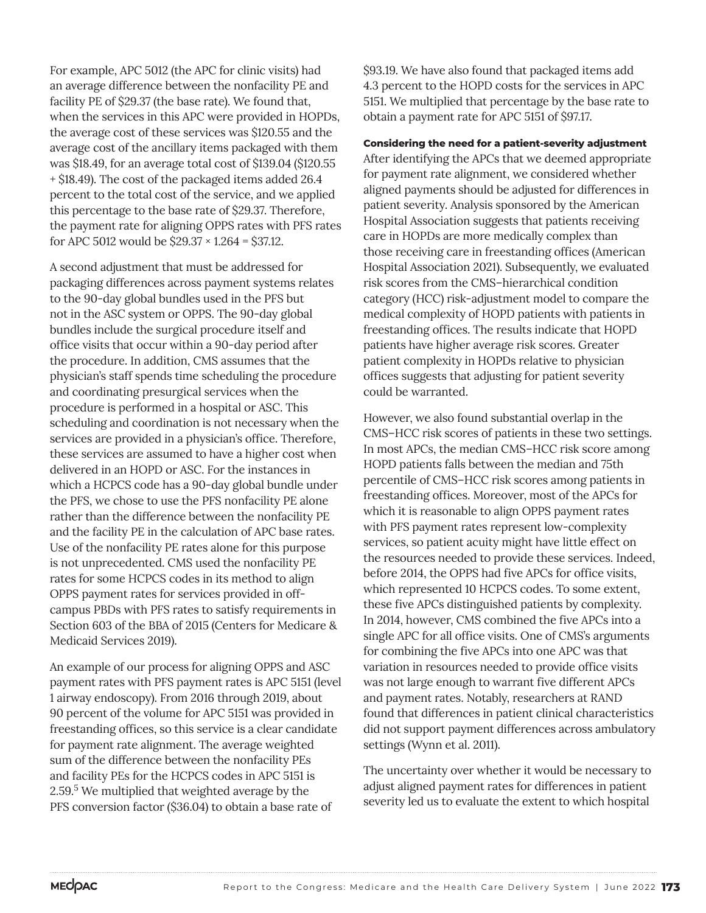For example, APC 5012 (the APC for clinic visits) had an average difference between the nonfacility PE and facility PE of \$29.37 (the base rate). We found that, when the services in this APC were provided in HOPDs, the average cost of these services was \$120.55 and the average cost of the ancillary items packaged with them was \$18.49, for an average total cost of \$139.04 (\$120.55 + \$18.49). The cost of the packaged items added 26.4 percent to the total cost of the service, and we applied this percentage to the base rate of \$29.37. Therefore, the payment rate for aligning OPPS rates with PFS rates for APC 5012 would be \$29.37 × 1.264 = \$37.12.

A second adjustment that must be addressed for packaging differences across payment systems relates to the 90-day global bundles used in the PFS but not in the ASC system or OPPS. The 90-day global bundles include the surgical procedure itself and office visits that occur within a 90-day period after the procedure. In addition, CMS assumes that the physician's staff spends time scheduling the procedure and coordinating presurgical services when the procedure is performed in a hospital or ASC. This scheduling and coordination is not necessary when the services are provided in a physician's office. Therefore, these services are assumed to have a higher cost when delivered in an HOPD or ASC. For the instances in which a HCPCS code has a 90-day global bundle under the PFS, we chose to use the PFS nonfacility PE alone rather than the difference between the nonfacility PE and the facility PE in the calculation of APC base rates. Use of the nonfacility PE rates alone for this purpose is not unprecedented. CMS used the nonfacility PE rates for some HCPCS codes in its method to align OPPS payment rates for services provided in off-campus PBDs with PFS rates to satisfy requirements in Section 603 of the BBA of 2015 (Centers for Medicare & Medicaid Services 2019).

An example of our process for aligning OPPS and ASC payment rates with PFS payment rates is APC 5151 (level 1 airway endoscopy). From 2016 through 2019, about 90 percent of the volume for APC 5151 was provided in freestanding offices, so this service is a clear candidate for payment rate alignment. The average weighted sum of the difference between the nonfacility PEs and facility PEs for the HCPCS codes in APC 5151 is 2.59.[5] We multiplied that weighted average by the PFS conversion factor (\$36.04) to obtain a base rate of \$93.19. We have also found that packaged items add 4.3 percent to the HOPD costs for the services in APC 5151. We multiplied that percentage by the base rate to obtain a payment rate for APC 5151 of \$97.17.

#### Considering the need for a patient-severity adjustment

After identifying the APCs that we deemed appropriate for payment rate alignment, we considered whether aligned payments should be adjusted for differences in patient severity. Analysis sponsored by the American Hospital Association suggests that patients receiving care in HOPDs are more medically complex than those receiving care in freestanding offices (American Hospital Association 2021). Subsequently, we evaluated risk scores from the CMS–hierarchical condition category (HCC) risk-adjustment model to compare the medical complexity of HOPD patients with patients in freestanding offices. The results indicate that HOPD patients have higher average risk scores. Greater patient complexity in HOPDs relative to physician offices suggests that adjusting for patient severity could be warranted.

However, we also found substantial overlap in the CMS–HCC risk scores of patients in these two settings. In most APCs, the median CMS–HCC risk score among HOPD patients falls between the median and 75th percentile of CMS–HCC risk scores among patients in freestanding offices. Moreover, most of the APCs for which it is reasonable to align OPPS payment rates with PFS payment rates represent low-complexity services, so patient acuity might have little effect on the resources needed to provide these services. Indeed, before 2014, the OPPS had five APCs for office visits, which represented 10 HCPCS codes. To some extent, these five APCs distinguished patients by complexity. In 2014, however, CMS combined the five APCs into a single APC for all office visits. One of CMS's arguments for combining the five APCs into one APC was that variation in resources needed to provide office visits was not large enough to warrant five different APCs and payment rates. Notably, researchers at RAND found that differences in patient clinical characteristics did not support payment differences across ambulatory settings (Wynn et al. 2011).

The uncertainty over whether it would be necessary to adjust aligned payment rates for differences in patient severity led us to evaluate the extent to which hospital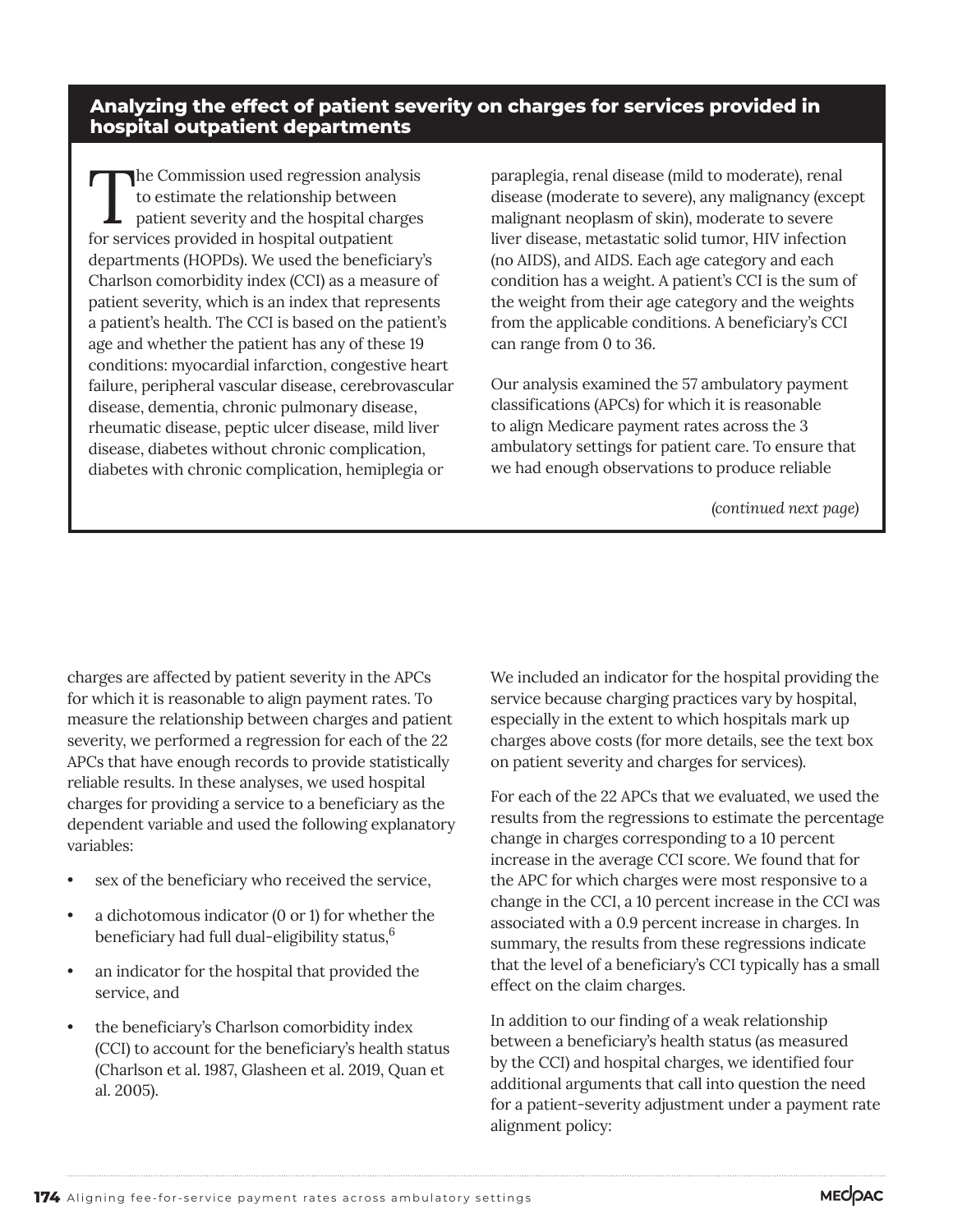### Analyzing the effect of patient severity on charges for services provided in hospital outpatient departments

The Commission used regression analysis to estimate the relationship between patient severity and the hospital charges for services provided in hospital outpatient departments (HOPDs). We used the beneficiary's Charlson comorbidity index (CCI) as a measure of patient severity, which is an index that represents a patient's health. The CCI is based on the patient's age and whether the patient has any of these 19 conditions: myocardial infarction, congestive heart failure, peripheral vascular disease, cerebrovascular disease, dementia, chronic pulmonary disease, rheumatic disease, peptic ulcer disease, mild liver disease, diabetes without chronic complication, diabetes with chronic complication, hemiplegia or paraplegia, renal disease (mild to moderate), renal disease (moderate to severe), any malignancy (except malignant neoplasm of skin), moderate to severe liver disease, metastatic solid tumor, HIV infection (no AIDS), and AIDS. Each age category and each condition has a weight. A patient's CCI is the sum of the weight from their age category and the weights from the applicable conditions. A beneficiary's CCI can range from 0 to 36.

Our analysis examined the 57 ambulatory payment classifications (APCs) for which it is reasonable to align Medicare payment rates across the 3 ambulatory settings for patient care. To ensure that we had enough observations to produce reliable

*(continued next page)*

charges are affected by patient severity in the APCs for which it is reasonable to align payment rates. To measure the relationship between charges and patient severity, we performed a regression for each of the 22 APCs that have enough records to provide statistically reliable results. In these analyses, we used hospital charges for providing a service to a beneficiary as the dependent variable and used the following explanatory variables:

- sex of the beneficiary who received the service,
- a dichotomous indicator (0 or 1) for whether the beneficiary had full dual-eligibility status,[6]
- an indicator for the hospital that provided the service, and
- the beneficiary's Charlson comorbidity index (CCI) to account for the beneficiary's health status (Charlson et al. 1987, Glasheen et al. 2019, Quan et al. 2005).

We included an indicator for the hospital providing the service because charging practices vary by hospital, especially in the extent to which hospitals mark up charges above costs (for more details, see the text box on patient severity and charges for services).

For each of the 22 APCs that we evaluated, we used the results from the regressions to estimate the percentage change in charges corresponding to a 10 percent increase in the average CCI score. We found that for the APC for which charges were most responsive to a change in the CCI, a 10 percent increase in the CCI was associated with a 0.9 percent increase in charges. In summary, the results from these regressions indicate that the level of a beneficiary's CCI typically has a small effect on the claim charges.

In addition to our finding of a weak relationship between a beneficiary's health status (as measured by the CCI) and hospital charges, we identified four additional arguments that call into question the need for a patient-severity adjustment under a payment rate alignment policy: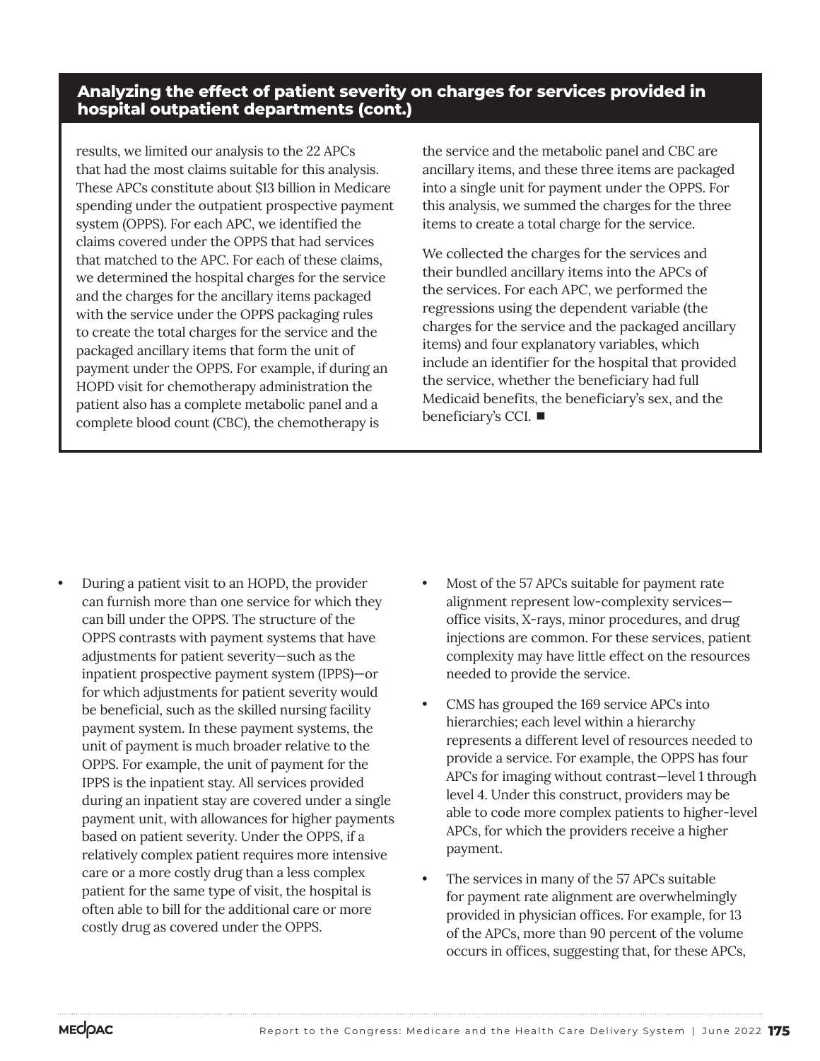## Analyzing the effect of patient severity on charges for services provided in hospital outpatient departments (cont.)

results, we limited our analysis to the 22 APCs that had the most claims suitable for this analysis. These APCs constitute about $13 billion in Medicare spending under the outpatient prospective payment system (OPPS). For each APC, we identified the claims covered under the OPPS that had services that matched to the APC. For each of these claims, we determined the hospital charges for the service and the charges for the ancillary items packaged with the service under the OPPS packaging rules to create the total charges for the service and the packaged ancillary items that form the unit of payment under the OPPS. For example, if during an HOPD visit for chemotherapy administration the patient also has a complete metabolic panel and a complete blood count (CBC), the chemotherapy is the service and the metabolic panel and CBC are ancillary items, and these three items are packaged into a single unit for payment under the OPPS. For this analysis, we summed the charges for the three items to create a total charge for the service.

We collected the charges for the services and their bundled ancillary items into the APCs of the services. For each APC, we performed the regressions using the dependent variable (the charges for the service and the packaged ancillary items) and four explanatory variables, which include an identifier for the hospital that provided the service, whether the beneficiary had full Medicaid benefits, the beneficiary's sex, and the beneficiary's CCI. ■

- During a patient visit to an HOPD, the provider can furnish more than one service for which they can bill under the OPPS. The structure of the OPPS contrasts with payment systems that have adjustments for patient severity—such as the inpatient prospective payment system (IPPS)—or for which adjustments for patient severity would be beneficial, such as the skilled nursing facility payment system. In these payment systems, the unit of payment is much broader relative to the OPPS. For example, the unit of payment for the IPPS is the inpatient stay. All services provided during an inpatient stay are covered under a single payment unit, with allowances for higher payments based on patient severity. Under the OPPS, if a relatively complex patient requires more intensive care or a more costly drug than a less complex patient for the same type of visit, the hospital is often able to bill for the additional care or more costly drug as covered under the OPPS.
- Most of the 57 APCs suitable for payment rate alignment represent low-complexity services—office visits, X-rays, minor procedures, and drug injections are common. For these services, patient complexity may have little effect on the resources needed to provide the service.
- CMS has grouped the 169 service APCs into hierarchies; each level within a hierarchy represents a different level of resources needed to provide a service. For example, the OPPS has four APCs for imaging without contrast—level 1 through level 4. Under this construct, providers may be able to code more complex patients to higher-level APCs, for which the providers receive a higher payment.
- The services in many of the 57 APCs suitable for payment rate alignment are overwhelmingly provided in physician offices. For example, for 13 of the APCs, more than 90 percent of the volume occurs in offices, suggesting that, for these APCs,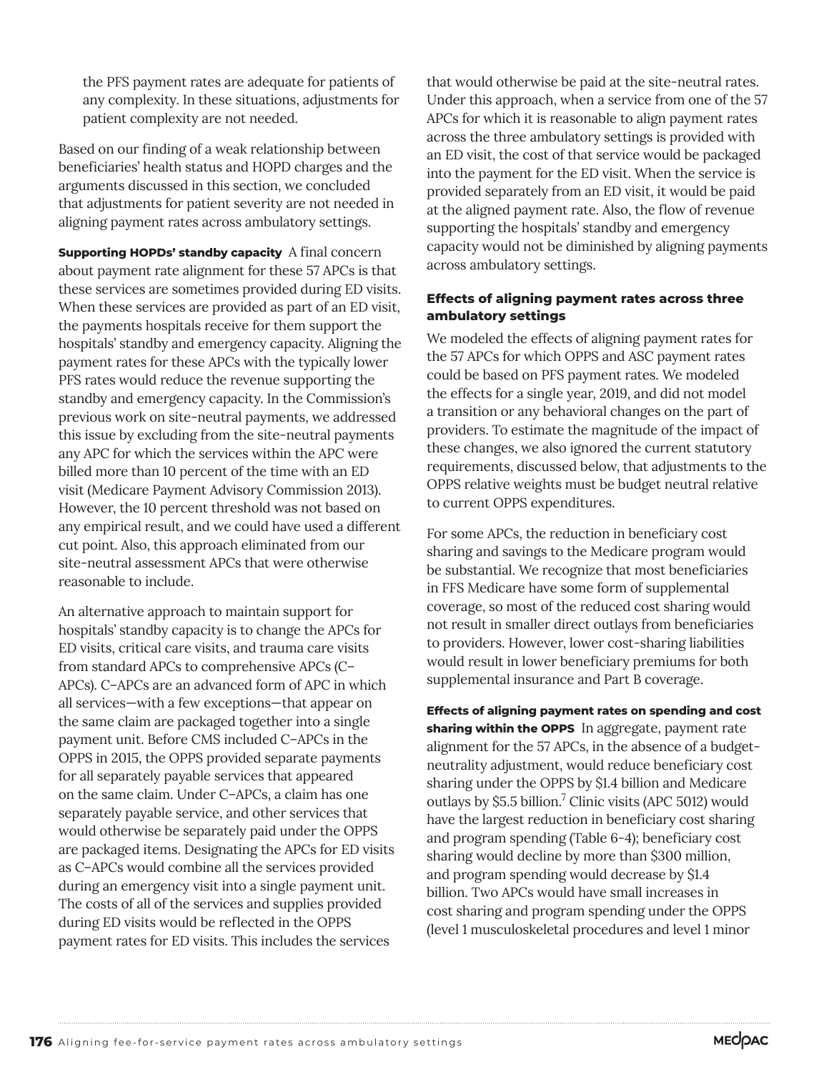the PFS payment rates are adequate for patients of any complexity. In these situations, adjustments for patient complexity are not needed.

Based on our finding of a weak relationship between beneficiaries' health status and HOPD charges and the arguments discussed in this section, we concluded that adjustments for patient severity are not needed in aligning payment rates across ambulatory settings.

**Supporting HOPDs' standby capacity** A final concern about payment rate alignment for these 57 APCs is that these services are sometimes provided during ED visits. When these services are provided as part of an ED visit, the payments hospitals receive for them support the hospitals' standby and emergency capacity. Aligning the payment rates for these APCs with the typically lower PFS rates would reduce the revenue supporting the standby and emergency capacity. In the Commission's previous work on site-neutral payments, we addressed this issue by excluding from the site-neutral payments any APC for which the services within the APC were billed more than 10 percent of the time with an ED visit (Medicare Payment Advisory Commission 2013). However, the 10 percent threshold was not based on any empirical result, and we could have used a different cut point. Also, this approach eliminated from our site-neutral assessment APCs that were otherwise reasonable to include.

An alternative approach to maintain support for hospitals' standby capacity is to change the APCs for ED visits, critical care visits, and trauma care visits from standard APCs to comprehensive APCs (C–APCs). C–APCs are an advanced form of APC in which all services—with a few exceptions—that appear on the same claim are packaged together into a single payment unit. Before CMS included C–APCs in the OPPS in 2015, the OPPS provided separate payments for all separately payable services that appeared on the same claim. Under C–APCs, a claim has one separately payable service, and other services that would otherwise be separately paid under the OPPS are packaged items. Designating the APCs for ED visits as C–APCs would combine all the services provided during an emergency visit into a single payment unit. The costs of all of the services and supplies provided during ED visits would be reflected in the OPPS payment rates for ED visits. This includes the services that would otherwise be paid at the site-neutral rates. Under this approach, when a service from one of the 57 APCs for which it is reasonable to align payment rates across the three ambulatory settings is provided with an ED visit, the cost of that service would be packaged into the payment for the ED visit. When the service is provided separately from an ED visit, it would be paid at the aligned payment rate. Also, the flow of revenue supporting the hospitals' standby and emergency capacity would not be diminished by aligning payments across ambulatory settings.

### Effects of aligning payment rates across three ambulatory settings

We modeled the effects of aligning payment rates for the 57 APCs for which OPPS and ASC payment rates could be based on PFS payment rates. We modeled the effects for a single year, 2019, and did not model a transition or any behavioral changes on the part of providers. To estimate the magnitude of the impact of these changes, we also ignored the current statutory requirements, discussed below, that adjustments to the OPPS relative weights must be budget neutral relative to current OPPS expenditures.

For some APCs, the reduction in beneficiary cost sharing and savings to the Medicare program would be substantial. We recognize that most beneficiaries in FFS Medicare have some form of supplemental coverage, so most of the reduced cost sharing would not result in smaller direct outlays from beneficiaries to providers. However, lower cost-sharing liabilities would result in lower beneficiary premiums for both supplemental insurance and Part B coverage.

**Effects of aligning payment rates on spending and cost sharing within the OPPS** In aggregate, payment rate alignment for the 57 APCs, in the absence of a budget-neutrality adjustment, would reduce beneficiary cost sharing under the OPPS by $1.4 billion and Medicare outlays by $5.5 billion.[7] Clinic visits (APC 5012) would have the largest reduction in beneficiary cost sharing and program spending (Table 6-4); beneficiary cost sharing would decline by more than $300 million, and program spending would decrease by $1.4 billion. Two APCs would have small increases in cost sharing and program spending under the OPPS (level 1 musculoskeletal procedures and level 1 minor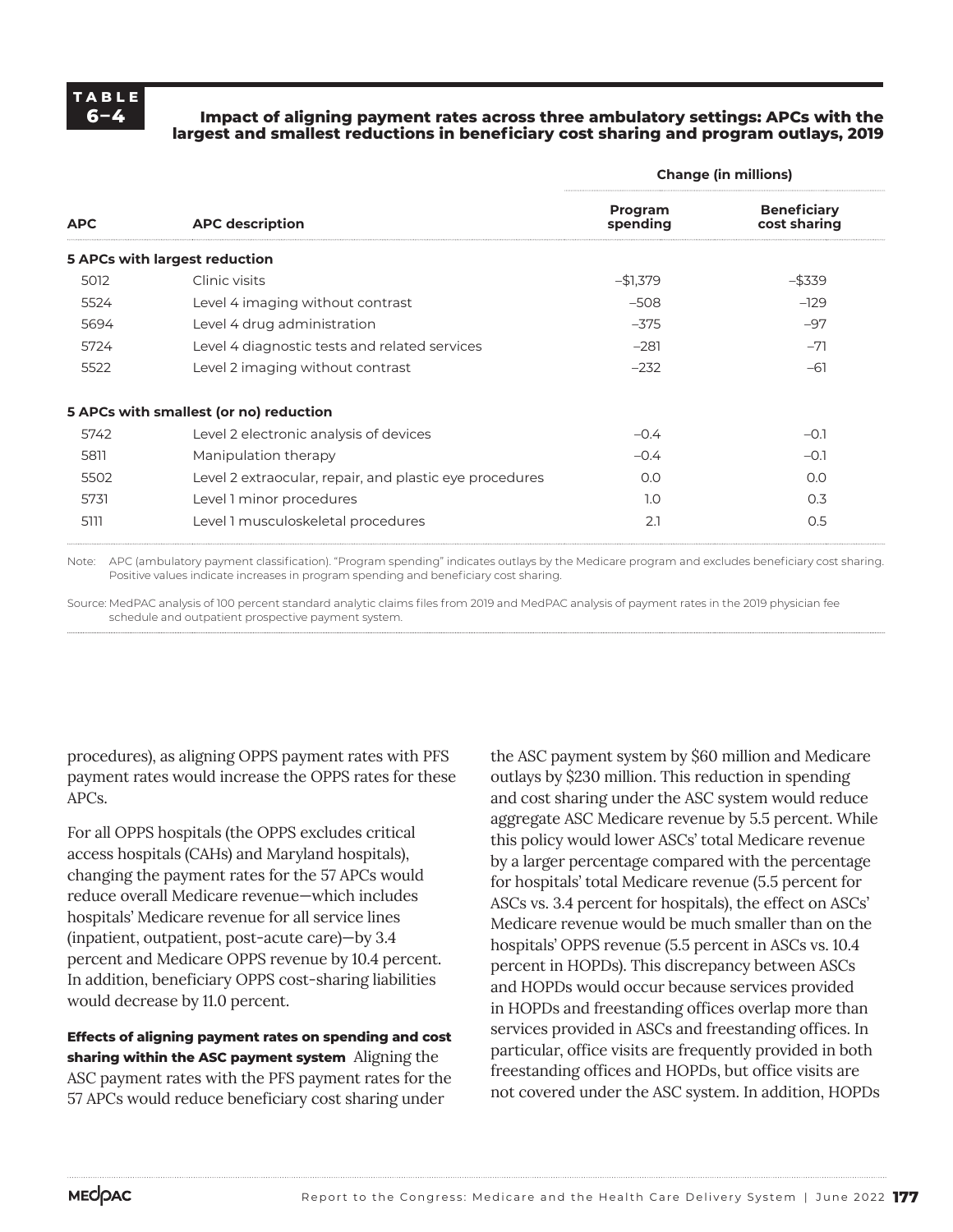**TABLE 6–4**

**Impact of aligning payment rates across three ambulatory settings: APCs with the largest and smallest reductions in beneficiary cost sharing and program outlays, 2019**

| | | Change (in millions) | |
|---|---|---|---|
| **APC** | **APC description** | **Program spending** | **Beneficiary cost sharing** |
| **5 APCs with largest reduction** | | | |
| 5012 | Clinic visits | –$1,379 | –$339 |
| 5524 | Level 4 imaging without contrast | –508 | –129 |
| 5694 | Level 4 drug administration | –375 | –97 |
| 5724 | Level 4 diagnostic tests and related services | –281 | –71 |
| 5522 | Level 2 imaging without contrast | –232 | –61 |
| **5 APCs with smallest (or no) reduction** | | | |
| 5742 | Level 2 electronic analysis of devices | –0.4 | –0.1 |
| 5811 | Manipulation therapy | –0.4 | –0.1 |
| 5502 | Level 2 extraocular, repair, and plastic eye procedures | 0.0 | 0.0 |
| 5731 | Level 1 minor procedures | 1.0 | 0.3 |
| 5111 | Level 1 musculoskeletal procedures | 2.1 | 0.5 |

Note: APC (ambulatory payment classification). "Program spending" indicates outlays by the Medicare program and excludes beneficiary cost sharing. Positive values indicate increases in program spending and beneficiary cost sharing.

Source: MedPAC analysis of 100 percent standard analytic claims files from 2019 and MedPAC analysis of payment rates in the 2019 physician fee schedule and outpatient prospective payment system.

procedures), as aligning OPPS payment rates with PFS payment rates would increase the OPPS rates for these APCs.

For all OPPS hospitals (the OPPS excludes critical access hospitals (CAHs) and Maryland hospitals), changing the payment rates for the 57 APCs would reduce overall Medicare revenue—which includes hospitals' Medicare revenue for all service lines (inpatient, outpatient, post-acute care)—by 3.4 percent and Medicare OPPS revenue by 10.4 percent. In addition, beneficiary OPPS cost-sharing liabilities would decrease by 11.0 percent.

**Effects of aligning payment rates on spending and cost sharing within the ASC payment system** Aligning the ASC payment rates with the PFS payment rates for the 57 APCs would reduce beneficiary cost sharing under the ASC payment system by $60 million and Medicare outlays by $230 million. This reduction in spending and cost sharing under the ASC system would reduce aggregate ASC Medicare revenue by 5.5 percent. While this policy would lower ASCs' total Medicare revenue by a larger percentage compared with the percentage for hospitals' total Medicare revenue (5.5 percent for ASCs vs. 3.4 percent for hospitals), the effect on ASCs' Medicare revenue would be much smaller than on the hospitals' OPPS revenue (5.5 percent in ASCs vs. 10.4 percent in HOPDs). This discrepancy between ASCs and HOPDs would occur because services provided in HOPDs and freestanding offices overlap more than services provided in ASCs and freestanding offices. In particular, office visits are frequently provided in both freestanding offices and HOPDs, but office visits are not covered under the ASC system. In addition, HOPDs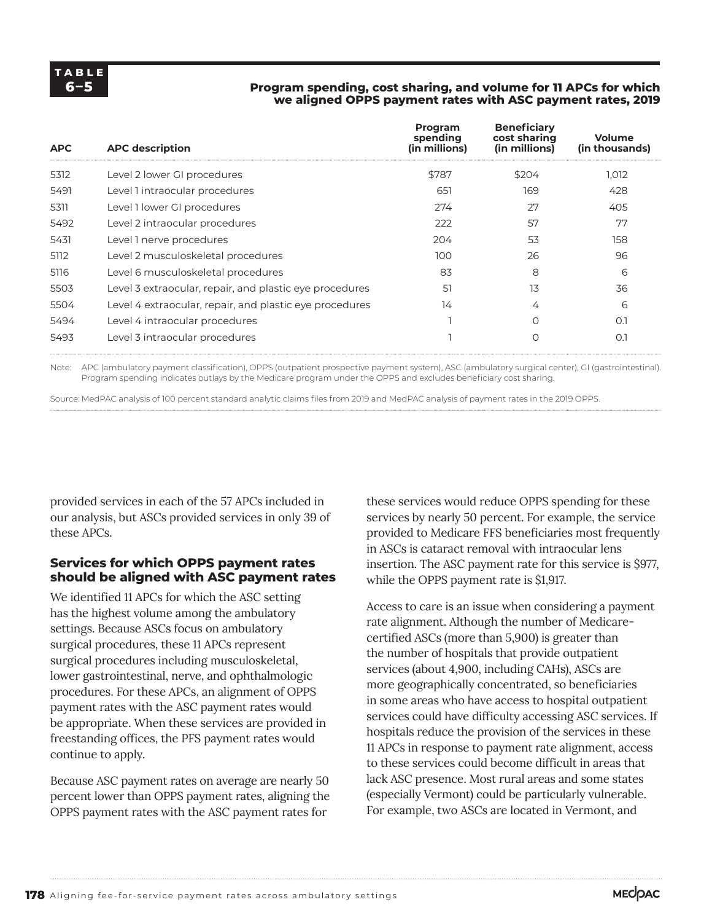**TABLE 6–5**

**Program spending, cost sharing, and volume for 11 APCs for which we aligned OPPS payment rates with ASC payment rates, 2019**

| APC | APC description | Program spending (in millions) | Beneficiary cost sharing (in millions) | Volume (in thousands) |
|---|---|---|---|---|
| 5312 | Level 2 lower GI procedures | $787 | $204 | 1,012 |
| 5491 | Level 1 intraocular procedures | 651 | 169 | 428 |
| 5311 | Level 1 lower GI procedures | 274 | 27 | 405 |
| 5492 | Level 2 intraocular procedures | 222 | 57 | 77 |
| 5431 | Level 1 nerve procedures | 204 | 53 | 158 |
| 5112 | Level 2 musculoskeletal procedures | 100 | 26 | 96 |
| 5116 | Level 6 musculoskeletal procedures | 83 | 8 | 6 |
| 5503 | Level 3 extraocular, repair, and plastic eye procedures | 51 | 13 | 36 |
| 5504 | Level 4 extraocular, repair, and plastic eye procedures | 14 | 4 | 6 |
| 5494 | Level 4 intraocular procedures | 1 | 0 | 0.1 |
| 5493 | Level 3 intraocular procedures | 1 | 0 | 0.1 |

Note: APC (ambulatory payment classification), OPPS (outpatient prospective payment system), ASC (ambulatory surgical center), GI (gastrointestinal). Program spending indicates outlays by the Medicare program under the OPPS and excludes beneficiary cost sharing.

Source: MedPAC analysis of 100 percent standard analytic claims files from 2019 and MedPAC analysis of payment rates in the 2019 OPPS.

provided services in each of the 57 APCs included in our analysis, but ASCs provided services in only 39 of these APCs.

### Services for which OPPS payment rates should be aligned with ASC payment rates

We identified 11 APCs for which the ASC setting has the highest volume among the ambulatory settings. Because ASCs focus on ambulatory surgical procedures, these 11 APCs represent surgical procedures including musculoskeletal, lower gastrointestinal, nerve, and ophthalmologic procedures. For these APCs, an alignment of OPPS payment rates with the ASC payment rates would be appropriate. When these services are provided in freestanding offices, the PFS payment rates would continue to apply.

Because ASC payment rates on average are nearly 50 percent lower than OPPS payment rates, aligning the OPPS payment rates with the ASC payment rates for these services would reduce OPPS spending for these services by nearly 50 percent. For example, the service provided to Medicare FFS beneficiaries most frequently in ASCs is cataract removal with intraocular lens insertion. The ASC payment rate for this service is $977, while the OPPS payment rate is $1,917.

Access to care is an issue when considering a payment rate alignment. Although the number of Medicare-certified ASCs (more than 5,900) is greater than the number of hospitals that provide outpatient services (about 4,900, including CAHs), ASCs are more geographically concentrated, so beneficiaries in some areas who have access to hospital outpatient services could have difficulty accessing ASC services. If hospitals reduce the provision of the services in these 11 APCs in response to payment rate alignment, access to these services could become difficult in areas that lack ASC presence. Most rural areas and some states (especially Vermont) could be particularly vulnerable. For example, two ASCs are located in Vermont, and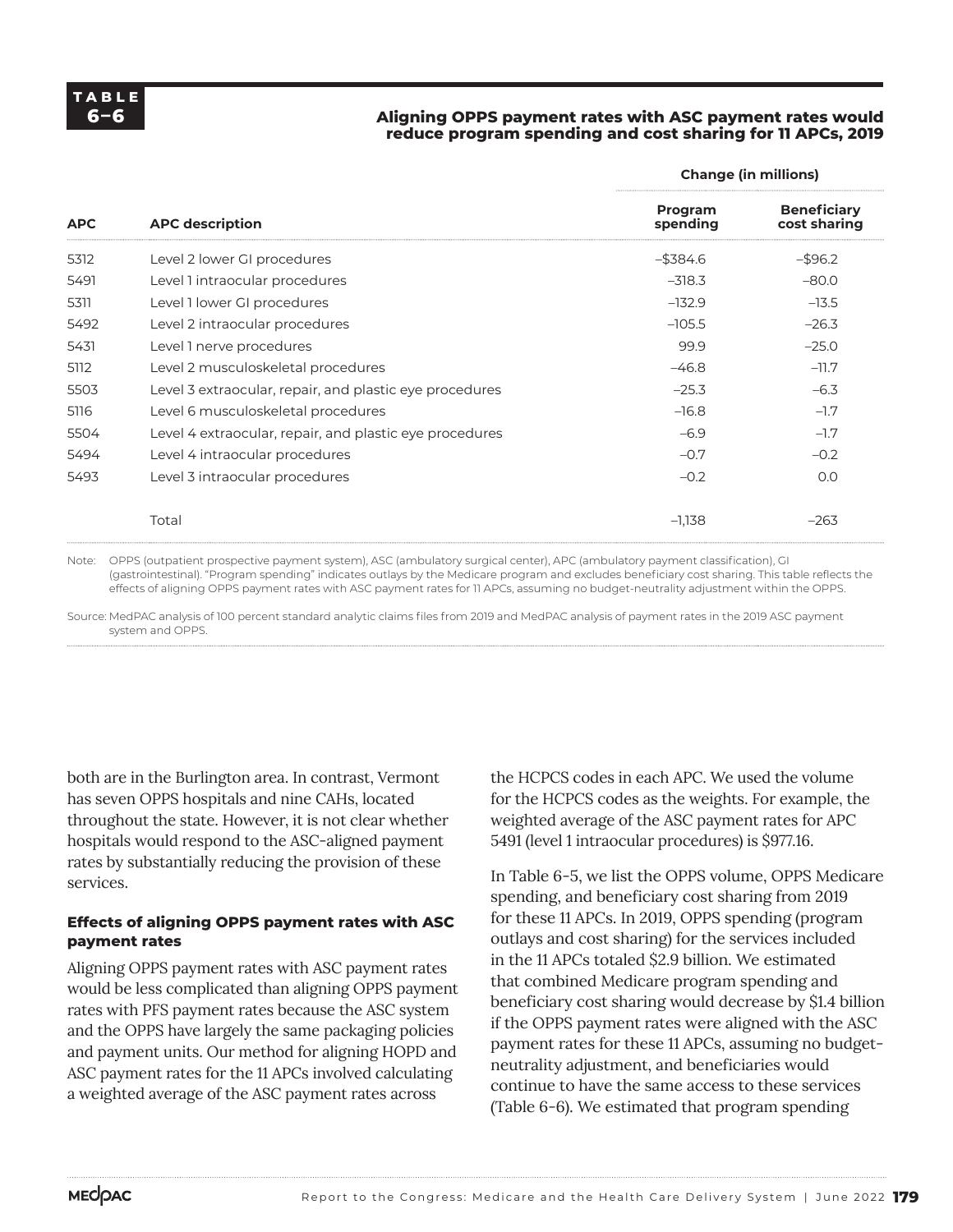**TABLE 6–6**

**Aligning OPPS payment rates with ASC payment rates would reduce program spending and cost sharing for 11 APCs, 2019**

| | | Change (in millions) | |
|---|---|---|---|
| **APC** | **APC description** | **Program spending** | **Beneficiary cost sharing** |
| 5312 | Level 2 lower GI procedures | –$384.6 | –$96.2 |
| 5491 | Level 1 intraocular procedures | –318.3 | –80.0 |
| 5311 | Level 1 lower GI procedures | –132.9 | –13.5 |
| 5492 | Level 2 intraocular procedures | –105.5 | –26.3 |
| 5431 | Level 1 nerve procedures | 99.9 | –25.0 |
| 5112 | Level 2 musculoskeletal procedures | –46.8 | –11.7 |
| 5503 | Level 3 extraocular, repair, and plastic eye procedures | –25.3 | –6.3 |
| 5116 | Level 6 musculoskeletal procedures | –16.8 | –1.7 |
| 5504 | Level 4 extraocular, repair, and plastic eye procedures | –6.9 | –1.7 |
| 5494 | Level 4 intraocular procedures | –0.7 | –0.2 |
| 5493 | Level 3 intraocular procedures | –0.2 | 0.0 |
| | Total | –1,138 | –263 |

Note: OPPS (outpatient prospective payment system), ASC (ambulatory surgical center), APC (ambulatory payment classification), GI (gastrointestinal). "Program spending" indicates outlays by the Medicare program and excludes beneficiary cost sharing. This table reflects the effects of aligning OPPS payment rates with ASC payment rates for 11 APCs, assuming no budget-neutrality adjustment within the OPPS.

Source: MedPAC analysis of 100 percent standard analytic claims files from 2019 and MedPAC analysis of payment rates in the 2019 ASC payment system and OPPS.

both are in the Burlington area. In contrast, Vermont has seven OPPS hospitals and nine CAHs, located throughout the state. However, it is not clear whether hospitals would respond to the ASC-aligned payment rates by substantially reducing the provision of these services.

#### Effects of aligning OPPS payment rates with ASC payment rates

Aligning OPPS payment rates with ASC payment rates would be less complicated than aligning OPPS payment rates with PFS payment rates because the ASC system and the OPPS have largely the same packaging policies and payment units. Our method for aligning HOPD and ASC payment rates for the 11 APCs involved calculating a weighted average of the ASC payment rates across the HCPCS codes in each APC. We used the volume for the HCPCS codes as the weights. For example, the weighted average of the ASC payment rates for APC 5491 (level 1 intraocular procedures) is $977.16.

In Table 6-5, we list the OPPS volume, OPPS Medicare spending, and beneficiary cost sharing from 2019 for these 11 APCs. In 2019, OPPS spending (program outlays and cost sharing) for the services included in the 11 APCs totaled $2.9 billion. We estimated that combined Medicare program spending and beneficiary cost sharing would decrease by $1.4 billion if the OPPS payment rates were aligned with the ASC payment rates for these 11 APCs, assuming no budget-neutrality adjustment, and beneficiaries would continue to have the same access to these services (Table 6-6). We estimated that program spending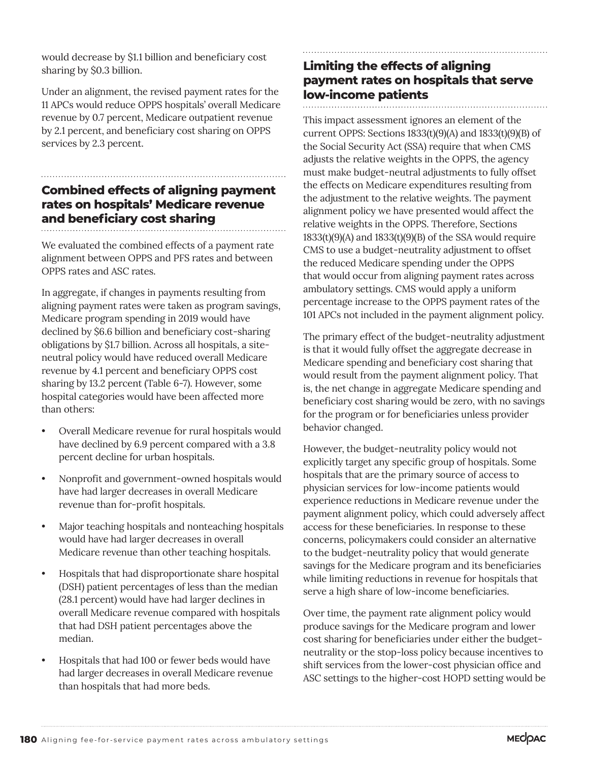would decrease by $1.1 billion and beneficiary cost sharing by $0.3 billion.

Under an alignment, the revised payment rates for the 11 APCs would reduce OPPS hospitals' overall Medicare revenue by 0.7 percent, Medicare outpatient revenue by 2.1 percent, and beneficiary cost sharing on OPPS services by 2.3 percent.

## Combined effects of aligning payment rates on hospitals' Medicare revenue and beneficiary cost sharing

We evaluated the combined effects of a payment rate alignment between OPPS and PFS rates and between OPPS rates and ASC rates.

In aggregate, if changes in payments resulting from aligning payment rates were taken as program savings, Medicare program spending in 2019 would have declined by $6.6 billion and beneficiary cost-sharing obligations by $1.7 billion. Across all hospitals, a site-neutral policy would have reduced overall Medicare revenue by 4.1 percent and beneficiary OPPS cost sharing by 13.2 percent (Table 6-7). However, some hospital categories would have been affected more than others:

- Overall Medicare revenue for rural hospitals would have declined by 6.9 percent compared with a 3.8 percent decline for urban hospitals.
- Nonprofit and government-owned hospitals would have had larger decreases in overall Medicare revenue than for-profit hospitals.
- Major teaching hospitals and nonteaching hospitals would have had larger decreases in overall Medicare revenue than other teaching hospitals.
- Hospitals that had disproportionate share hospital (DSH) patient percentages of less than the median (28.1 percent) would have had larger declines in overall Medicare revenue compared with hospitals that had DSH patient percentages above the median.
- Hospitals that had 100 or fewer beds would have had larger decreases in overall Medicare revenue than hospitals that had more beds.

## Limiting the effects of aligning payment rates on hospitals that serve low-income patients

This impact assessment ignores an element of the current OPPS: Sections 1833(t)(9)(A) and 1833(t)(9)(B) of the Social Security Act (SSA) require that when CMS adjusts the relative weights in the OPPS, the agency must make budget-neutral adjustments to fully offset the effects on Medicare expenditures resulting from the adjustment to the relative weights. The payment alignment policy we have presented would affect the relative weights in the OPPS. Therefore, Sections 1833(t)(9)(A) and 1833(t)(9)(B) of the SSA would require CMS to use a budget-neutrality adjustment to offset the reduced Medicare spending under the OPPS that would occur from aligning payment rates across ambulatory settings. CMS would apply a uniform percentage increase to the OPPS payment rates of the 101 APCs not included in the payment alignment policy.

The primary effect of the budget-neutrality adjustment is that it would fully offset the aggregate decrease in Medicare spending and beneficiary cost sharing that would result from the payment alignment policy. That is, the net change in aggregate Medicare spending and beneficiary cost sharing would be zero, with no savings for the program or for beneficiaries unless provider behavior changed.

However, the budget-neutrality policy would not explicitly target any specific group of hospitals. Some hospitals that are the primary source of access to physician services for low-income patients would experience reductions in Medicare revenue under the payment alignment policy, which could adversely affect access for these beneficiaries. In response to these concerns, policymakers could consider an alternative to the budget-neutrality policy that would generate savings for the Medicare program and its beneficiaries while limiting reductions in revenue for hospitals that serve a high share of low-income beneficiaries.

Over time, the payment rate alignment policy would produce savings for the Medicare program and lower cost sharing for beneficiaries under either the budget-neutrality or the stop-loss policy because incentives to shift services from the lower-cost physician office and ASC settings to the higher-cost HOPD setting would be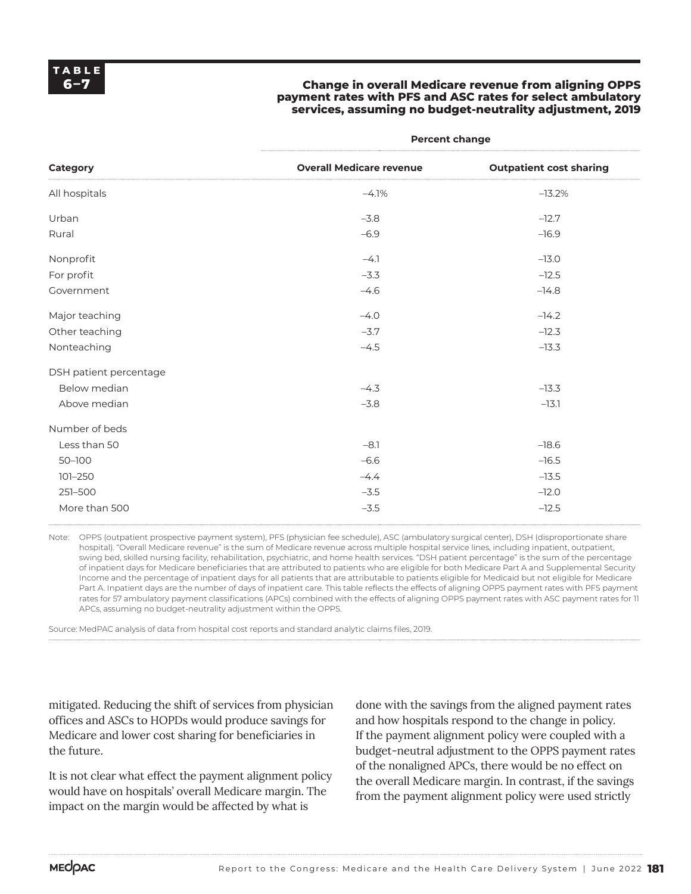**TABLE 6–7**

**Change in overall Medicare revenue from aligning OPPS payment rates with PFS and ASC rates for select ambulatory services, assuming no budget-neutrality adjustment, 2019**

| | Percent change | |
|---|---|---|
| **Category** | **Overall Medicare revenue** | **Outpatient cost sharing** |
| All hospitals | –4.1% | –13.2% |
| Urban | –3.8 | –12.7 |
| Rural | –6.9 | –16.9 |
| Nonprofit | –4.1 | –13.0 |
| For profit | –3.3 | –12.5 |
| Government | –4.6 | –14.8 |
| Major teaching | –4.0 | –14.2 |
| Other teaching | –3.7 | –12.3 |
| Nonteaching | –4.5 | –13.3 |
| DSH patient percentage | | |
| Below median | –4.3 | –13.3 |
| Above median | –3.8 | –13.1 |
| Number of beds | | |
| Less than 50 | –8.1 | –18.6 |
| 50–100 | –6.6 | –16.5 |
| 101–250 | –4.4 | –13.5 |
| 251–500 | –3.5 | –12.0 |
| More than 500 | –3.5 | –12.5 |

Note: OPPS (outpatient prospective payment system), PFS (physician fee schedule), ASC (ambulatory surgical center), DSH (disproportionate share hospital). "Overall Medicare revenue" is the sum of Medicare revenue across multiple hospital service lines, including inpatient, outpatient, swing bed, skilled nursing facility, rehabilitation, psychiatric, and home health services. "DSH patient percentage" is the sum of the percentage of inpatient days for Medicare beneficiaries that are attributed to patients who are eligible for both Medicare Part A and Supplemental Security Income and the percentage of inpatient days for all patients that are attributable to patients eligible for Medicaid but not eligible for Medicare Part A. Inpatient days are the number of days of inpatient care. This table reflects the effects of aligning OPPS payment rates with PFS payment rates for 57 ambulatory payment classifications (APCs) combined with the effects of aligning OPPS payment rates with ASC payment rates for 11 APCs, assuming no budget-neutrality adjustment within the OPPS.

Source: MedPAC analysis of data from hospital cost reports and standard analytic claims files, 2019.

mitigated. Reducing the shift of services from physician offices and ASCs to HOPDs would produce savings for Medicare and lower cost sharing for beneficiaries in the future.

It is not clear what effect the payment alignment policy would have on hospitals' overall Medicare margin. The impact on the margin would be affected by what is done with the savings from the aligned payment rates and how hospitals respond to the change in policy. If the payment alignment policy were coupled with a budget-neutral adjustment to the OPPS payment rates of the nonaligned APCs, there would be no effect on the overall Medicare margin. In contrast, if the savings from the payment alignment policy were used strictly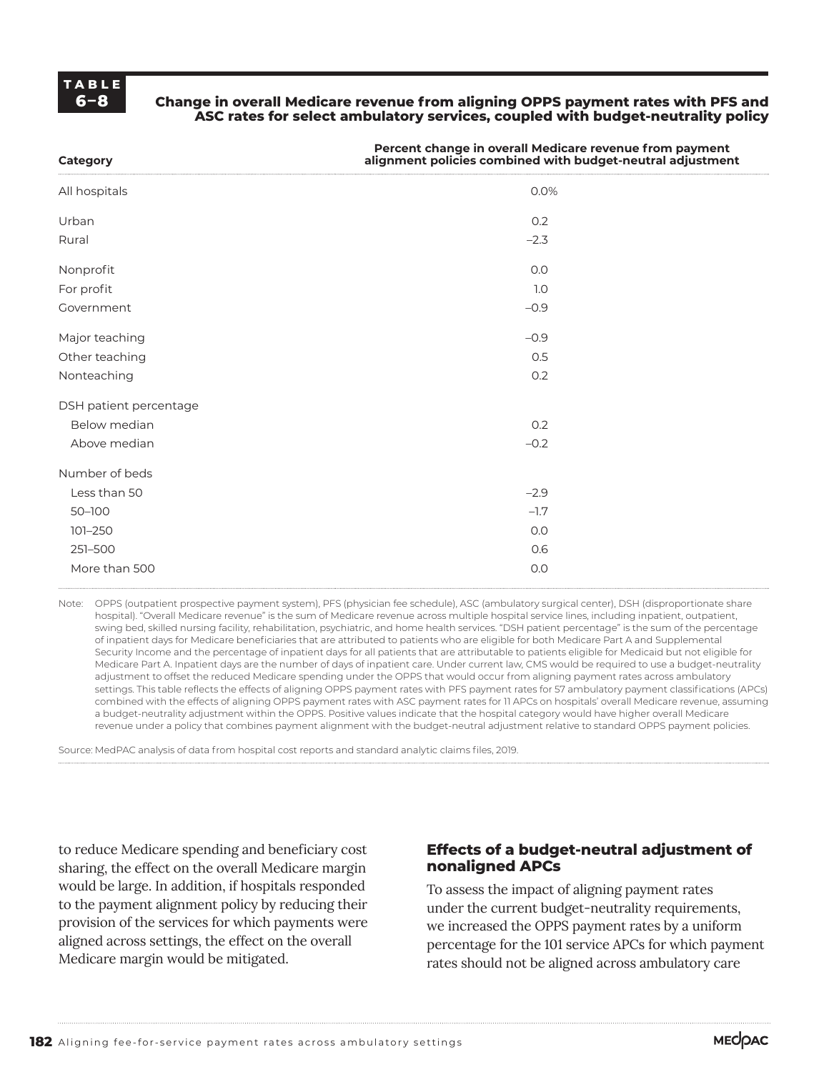**TABLE 6–8**

**Change in overall Medicare revenue from aligning OPPS payment rates with PFS and ASC rates for select ambulatory services, coupled with budget-neutrality policy**

| Category | Percent change in overall Medicare revenue from payment alignment policies combined with budget-neutral adjustment |
|---|---|
| All hospitals | 0.0% |
| Urban | 0.2 |
| Rural | –2.3 |
| Nonprofit | 0.0 |
| For profit | 1.0 |
| Government | –0.9 |
| Major teaching | –0.9 |
| Other teaching | 0.5 |
| Nonteaching | 0.2 |
| DSH patient percentage | |
| Below median | 0.2 |
| Above median | –0.2 |
| Number of beds | |
| Less than 50 | –2.9 |
| 50–100 | –1.7 |
| 101–250 | 0.0 |
| 251–500 | 0.6 |
| More than 500 | 0.0 |

Note: OPPS (outpatient prospective payment system), PFS (physician fee schedule), ASC (ambulatory surgical center), DSH (disproportionate share hospital). "Overall Medicare revenue" is the sum of Medicare revenue across multiple hospital service lines, including inpatient, outpatient, swing bed, skilled nursing facility, rehabilitation, psychiatric, and home health services. "DSH patient percentage" is the sum of the percentage of inpatient days for Medicare beneficiaries that are attributed to patients who are eligible for both Medicare Part A and Supplemental Security Income and the percentage of inpatient days for all patients that are attributable to patients eligible for Medicaid but not eligible for Medicare Part A. Inpatient days are the number of days of inpatient care. Under current law, CMS would be required to use a budget-neutrality adjustment to offset the reduced Medicare spending under the OPPS that would occur from aligning payment rates across ambulatory settings. This table reflects the effects of aligning OPPS payment rates with PFS payment rates for 57 ambulatory payment classifications (APCs) combined with the effects of aligning OPPS payment rates with ASC payment rates for 11 APCs on hospitals' overall Medicare revenue, assuming a budget-neutrality adjustment within the OPPS. Positive values indicate that the hospital category would have higher overall Medicare revenue under a policy that combines payment alignment with the budget-neutral adjustment relative to standard OPPS payment policies.

Source: MedPAC analysis of data from hospital cost reports and standard analytic claims files, 2019.

to reduce Medicare spending and beneficiary cost sharing, the effect on the overall Medicare margin would be large. In addition, if hospitals responded to the payment alignment policy by reducing their provision of the services for which payments were aligned across settings, the effect on the overall Medicare margin would be mitigated.

### Effects of a budget-neutral adjustment of nonaligned APCs

To assess the impact of aligning payment rates under the current budget-neutrality requirements, we increased the OPPS payment rates by a uniform percentage for the 101 service APCs for which payment rates should not be aligned across ambulatory care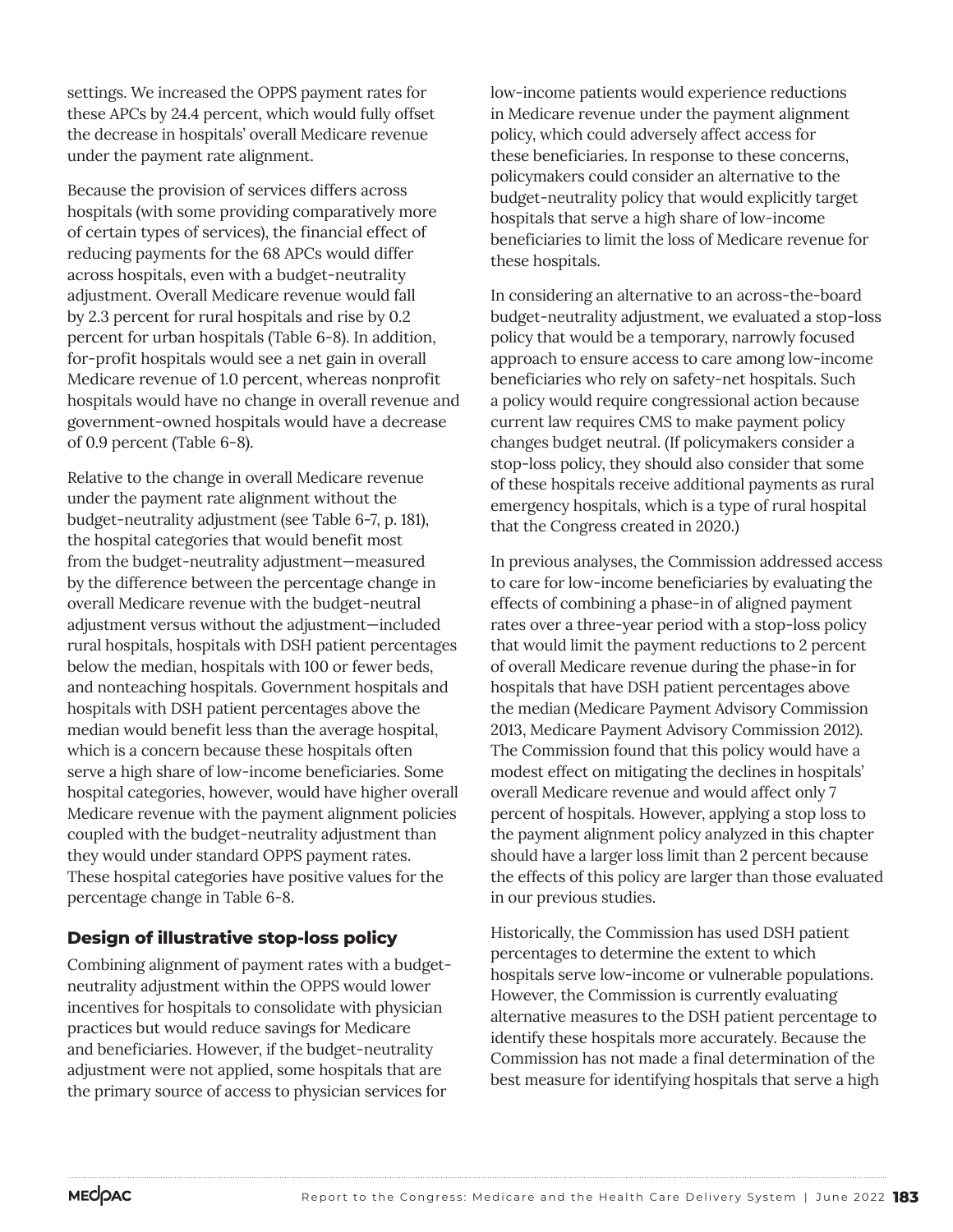settings. We increased the OPPS payment rates for these APCs by 24.4 percent, which would fully offset the decrease in hospitals' overall Medicare revenue under the payment rate alignment.

Because the provision of services differs across hospitals (with some providing comparatively more of certain types of services), the financial effect of reducing payments for the 68 APCs would differ across hospitals, even with a budget-neutrality adjustment. Overall Medicare revenue would fall by 2.3 percent for rural hospitals and rise by 0.2 percent for urban hospitals (Table 6-8). In addition, for-profit hospitals would see a net gain in overall Medicare revenue of 1.0 percent, whereas nonprofit hospitals would have no change in overall revenue and government-owned hospitals would have a decrease of 0.9 percent (Table 6-8).

Relative to the change in overall Medicare revenue under the payment rate alignment without the budget-neutrality adjustment (see Table 6-7, p. 181), the hospital categories that would benefit most from the budget-neutrality adjustment—measured by the difference between the percentage change in overall Medicare revenue with the budget-neutral adjustment versus without the adjustment—included rural hospitals, hospitals with DSH patient percentages below the median, hospitals with 100 or fewer beds, and nonteaching hospitals. Government hospitals and hospitals with DSH patient percentages above the median would benefit less than the average hospital, which is a concern because these hospitals often serve a high share of low-income beneficiaries. Some hospital categories, however, would have higher overall Medicare revenue with the payment alignment policies coupled with the budget-neutrality adjustment than they would under standard OPPS payment rates. These hospital categories have positive values for the percentage change in Table 6-8.

### Design of illustrative stop-loss policy

Combining alignment of payment rates with a budget-neutrality adjustment within the OPPS would lower incentives for hospitals to consolidate with physician practices but would reduce savings for Medicare and beneficiaries. However, if the budget-neutrality adjustment were not applied, some hospitals that are the primary source of access to physician services for low-income patients would experience reductions in Medicare revenue under the payment alignment policy, which could adversely affect access for these beneficiaries. In response to these concerns, policymakers could consider an alternative to the budget-neutrality policy that would explicitly target hospitals that serve a high share of low-income beneficiaries to limit the loss of Medicare revenue for these hospitals.

In considering an alternative to an across-the-board budget-neutrality adjustment, we evaluated a stop-loss policy that would be a temporary, narrowly focused approach to ensure access to care among low-income beneficiaries who rely on safety-net hospitals. Such a policy would require congressional action because current law requires CMS to make payment policy changes budget neutral. (If policymakers consider a stop-loss policy, they should also consider that some of these hospitals receive additional payments as rural emergency hospitals, which is a type of rural hospital that the Congress created in 2020.)

In previous analyses, the Commission addressed access to care for low-income beneficiaries by evaluating the effects of combining a phase-in of aligned payment rates over a three-year period with a stop-loss policy that would limit the payment reductions to 2 percent of overall Medicare revenue during the phase-in for hospitals that have DSH patient percentages above the median (Medicare Payment Advisory Commission 2013, Medicare Payment Advisory Commission 2012). The Commission found that this policy would have a modest effect on mitigating the declines in hospitals' overall Medicare revenue and would affect only 7 percent of hospitals. However, applying a stop loss to the payment alignment policy analyzed in this chapter should have a larger loss limit than 2 percent because the effects of this policy are larger than those evaluated in our previous studies.

Historically, the Commission has used DSH patient percentages to determine the extent to which hospitals serve low-income or vulnerable populations. However, the Commission is currently evaluating alternative measures to the DSH patient percentage to identify these hospitals more accurately. Because the Commission has not made a final determination of the best measure for identifying hospitals that serve a high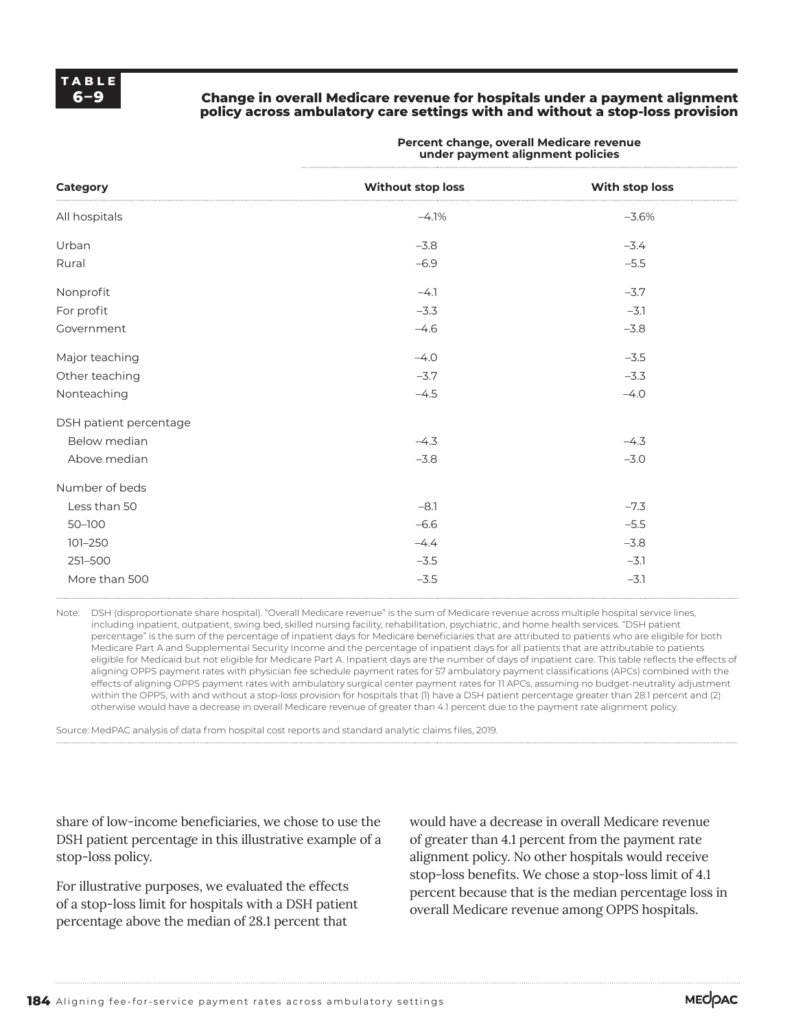**TABLE 6–9**

**Change in overall Medicare revenue for hospitals under a payment alignment policy across ambulatory care settings with and without a stop-loss provision**

| | Percent change, overall Medicare revenue under payment alignment policies | |
|---|---|---|
| **Category** | **Without stop loss** | **With stop loss** |
| All hospitals | –4.1% | –3.6% |
| Urban | –3.8 | –3.4 |
| Rural | –6.9 | –5.5 |
| Nonprofit | –4.1 | –3.7 |
| For profit | –3.3 | –3.1 |
| Government | –4.6 | –3.8 |
| Major teaching | –4.0 | –3.5 |
| Other teaching | –3.7 | –3.3 |
| Nonteaching | –4.5 | –4.0 |
| DSH patient percentage | | |
| Below median | –4.3 | –4.3 |
| Above median | –3.8 | –3.0 |
| Number of beds | | |
| Less than 50 | –8.1 | –7.3 |
| 50–100 | –6.6 | –5.5 |
| 101–250 | –4.4 | –3.8 |
| 251–500 | –3.5 | –3.1 |
| More than 500 | –3.5 | –3.1 |

Note: DSH (disproportionate share hospital). "Overall Medicare revenue" is the sum of Medicare revenue across multiple hospital service lines, including inpatient, outpatient, swing bed, skilled nursing facility, rehabilitation, psychiatric, and home health services. "DSH patient percentage" is the sum of the percentage of inpatient days for Medicare beneficiaries that are attributed to patients who are eligible for both Medicare Part A and Supplemental Security Income and the percentage of inpatient days for all patients that are attributable to patients eligible for Medicaid but not eligible for Medicare Part A. Inpatient days are the number of days of inpatient care. This table reflects the effects of aligning OPPS payment rates with physician fee schedule payment rates for 57 ambulatory payment classifications (APCs) combined with the effects of aligning OPPS payment rates with ambulatory surgical center payment rates for 11 APCs, assuming no budget-neutrality adjustment within the OPPS, with and without a stop-loss provision for hospitals that (1) have a DSH patient percentage greater than 28.1 percent and (2) otherwise would have a decrease in overall Medicare revenue of greater than 4.1 percent due to the payment rate alignment policy.

Source: MedPAC analysis of data from hospital cost reports and standard analytic claims files, 2019.

share of low-income beneficiaries, we chose to use the DSH patient percentage in this illustrative example of a stop-loss policy.

For illustrative purposes, we evaluated the effects of a stop-loss limit for hospitals with a DSH patient percentage above the median of 28.1 percent that would have a decrease in overall Medicare revenue of greater than 4.1 percent from the payment rate alignment policy. No other hospitals would receive stop-loss benefits. We chose a stop-loss limit of 4.1 percent because that is the median percentage loss in overall Medicare revenue among OPPS hospitals.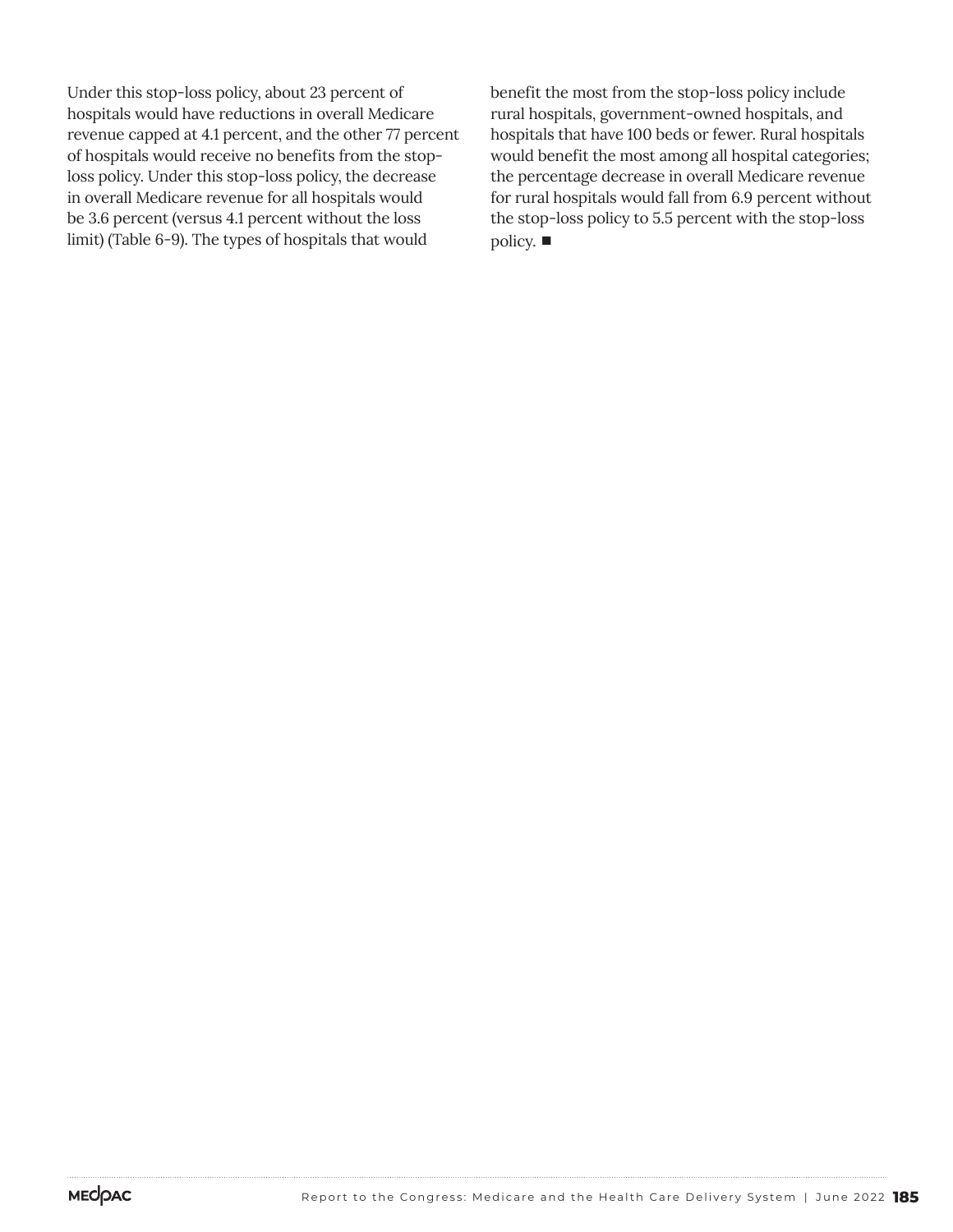Under this stop-loss policy, about 23 percent of hospitals would have reductions in overall Medicare revenue capped at 4.1 percent, and the other 77 percent of hospitals would receive no benefits from the stop-loss policy. Under this stop-loss policy, the decrease in overall Medicare revenue for all hospitals would be 3.6 percent (versus 4.1 percent without the loss limit) (Table 6-9). The types of hospitals that would benefit the most from the stop-loss policy include rural hospitals, government-owned hospitals, and hospitals that have 100 beds or fewer. Rural hospitals would benefit the most among all hospital categories; the percentage decrease in overall Medicare revenue for rural hospitals would fall from 6.9 percent without the stop-loss policy to 5.5 percent with the stop-loss policy. ■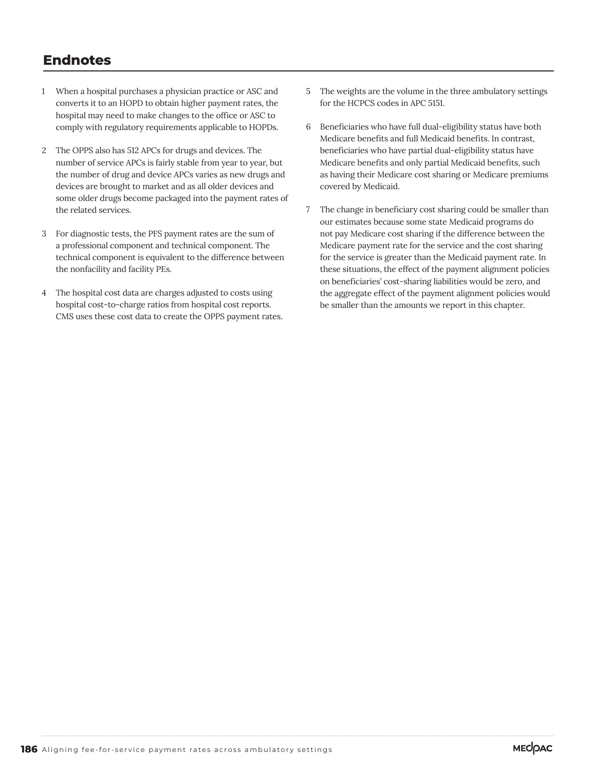## Endnotes

1 When a hospital purchases a physician practice or ASC and converts it to an HOPD to obtain higher payment rates, the hospital may need to make changes to the office or ASC to comply with regulatory requirements applicable to HOPDs.

2 The OPPS also has 512 APCs for drugs and devices. The number of service APCs is fairly stable from year to year, but the number of drug and device APCs varies as new drugs and devices are brought to market and as all older devices and some older drugs become packaged into the payment rates of the related services.

3 For diagnostic tests, the PFS payment rates are the sum of a professional component and technical component. The technical component is equivalent to the difference between the nonfacility and facility PEs.

4 The hospital cost data are charges adjusted to costs using hospital cost-to-charge ratios from hospital cost reports. CMS uses these cost data to create the OPPS payment rates.

5 The weights are the volume in the three ambulatory settings for the HCPCS codes in APC 5151.

6 Beneficiaries who have full dual-eligibility status have both Medicare benefits and full Medicaid benefits. In contrast, beneficiaries who have partial dual-eligibility status have Medicare benefits and only partial Medicaid benefits, such as having their Medicare cost sharing or Medicare premiums covered by Medicaid.

7 The change in beneficiary cost sharing could be smaller than our estimates because some state Medicaid programs do not pay Medicare cost sharing if the difference between the Medicare payment rate for the service and the cost sharing for the service is greater than the Medicaid payment rate. In these situations, the effect of the payment alignment policies on beneficiaries' cost-sharing liabilities would be zero, and the aggregate effect of the payment alignment policies would be smaller than the amounts we report in this chapter.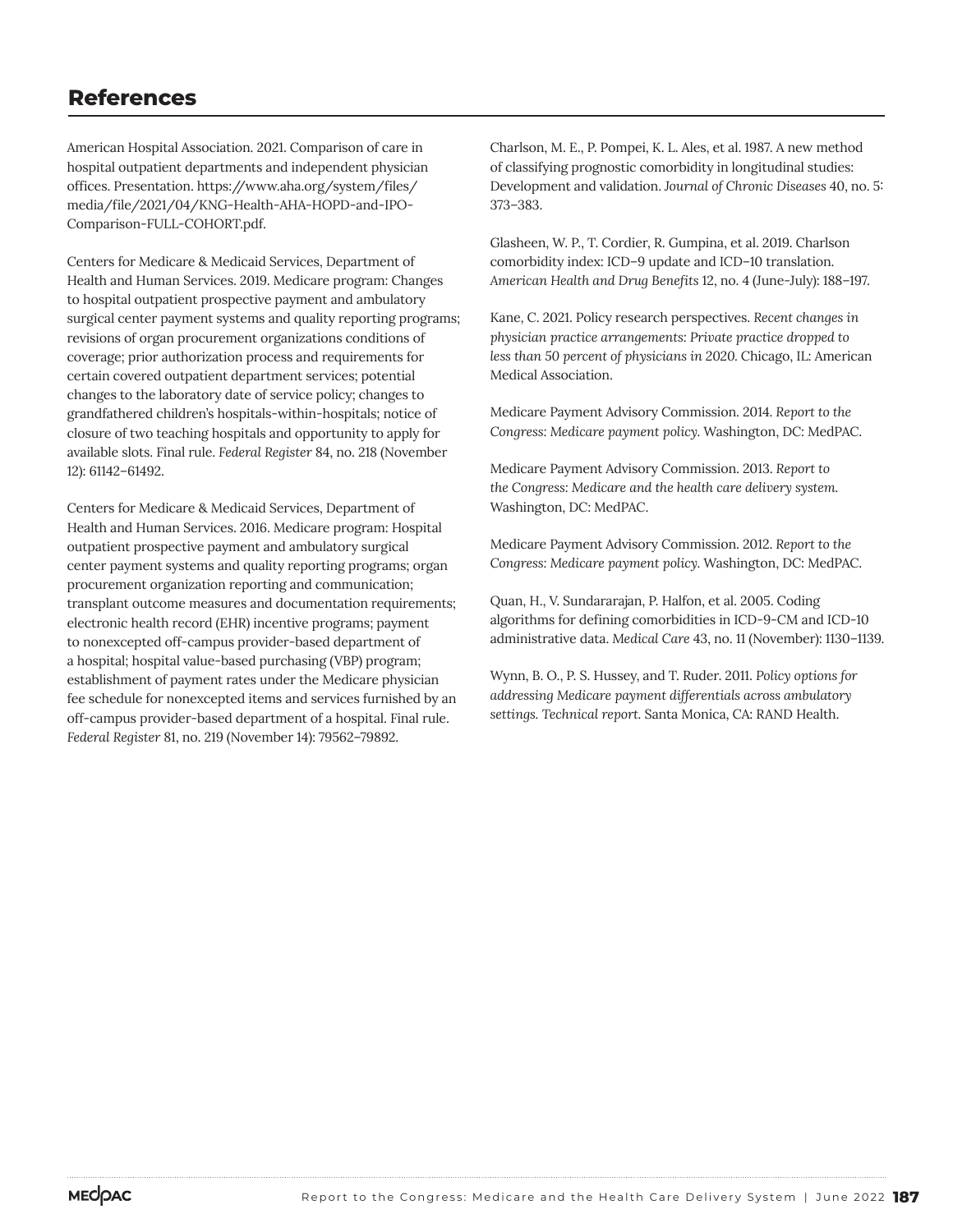# References

American Hospital Association. 2021. Comparison of care in hospital outpatient departments and independent physician offices. Presentation. https://www.aha.org/system/files/media/file/2021/04/KNG-Health-AHA-HOPD-and-IPO-Comparison-FULL-COHORT.pdf.

Centers for Medicare & Medicaid Services, Department of Health and Human Services. 2019. Medicare program: Changes to hospital outpatient prospective payment and ambulatory surgical center payment systems and quality reporting programs; revisions of organ procurement organizations conditions of coverage; prior authorization process and requirements for certain covered outpatient department services; potential changes to the laboratory date of service policy; changes to grandfathered children's hospitals-within-hospitals; notice of closure of two teaching hospitals and opportunity to apply for available slots. Final rule. *Federal Register* 84, no. 218 (November 12): 61142–61492.

Centers for Medicare & Medicaid Services, Department of Health and Human Services. 2016. Medicare program: Hospital outpatient prospective payment and ambulatory surgical center payment systems and quality reporting programs; organ procurement organization reporting and communication; transplant outcome measures and documentation requirements; electronic health record (EHR) incentive programs; payment to nonexcepted off-campus provider-based department of a hospital; hospital value-based purchasing (VBP) program; establishment of payment rates under the Medicare physician fee schedule for nonexcepted items and services furnished by an off-campus provider-based department of a hospital. Final rule. *Federal Register* 81, no. 219 (November 14): 79562–79892.

Charlson, M. E., P. Pompei, K. L. Ales, et al. 1987. A new method of classifying prognostic comorbidity in longitudinal studies: Development and validation. *Journal of Chronic Diseases* 40, no. 5: 373–383.

Glasheen, W. P., T. Cordier, R. Gumpina, et al. 2019. Charlson comorbidity index: ICD–9 update and ICD–10 translation. *American Health and Drug Benefits* 12, no. 4 (June-July): 188–197.

Kane, C. 2021. Policy research perspectives. *Recent changes in physician practice arrangements: Private practice dropped to less than 50 percent of physicians in 2020.* Chicago, IL: American Medical Association.

Medicare Payment Advisory Commission. 2014. *Report to the Congress: Medicare payment policy.* Washington, DC: MedPAC.

Medicare Payment Advisory Commission. 2013. *Report to the Congress: Medicare and the health care delivery system.* Washington, DC: MedPAC.

Medicare Payment Advisory Commission. 2012. *Report to the Congress: Medicare payment policy.* Washington, DC: MedPAC.

Quan, H., V. Sundararajan, P. Halfon, et al. 2005. Coding algorithms for defining comorbidities in ICD-9-CM and ICD-10 administrative data. *Medical Care* 43, no. 11 (November): 1130–1139.

Wynn, B. O., P. S. Hussey, and T. Ruder. 2011. *Policy options for addressing Medicare payment differentials across ambulatory settings. Technical report.* Santa Monica, CA: RAND Health.